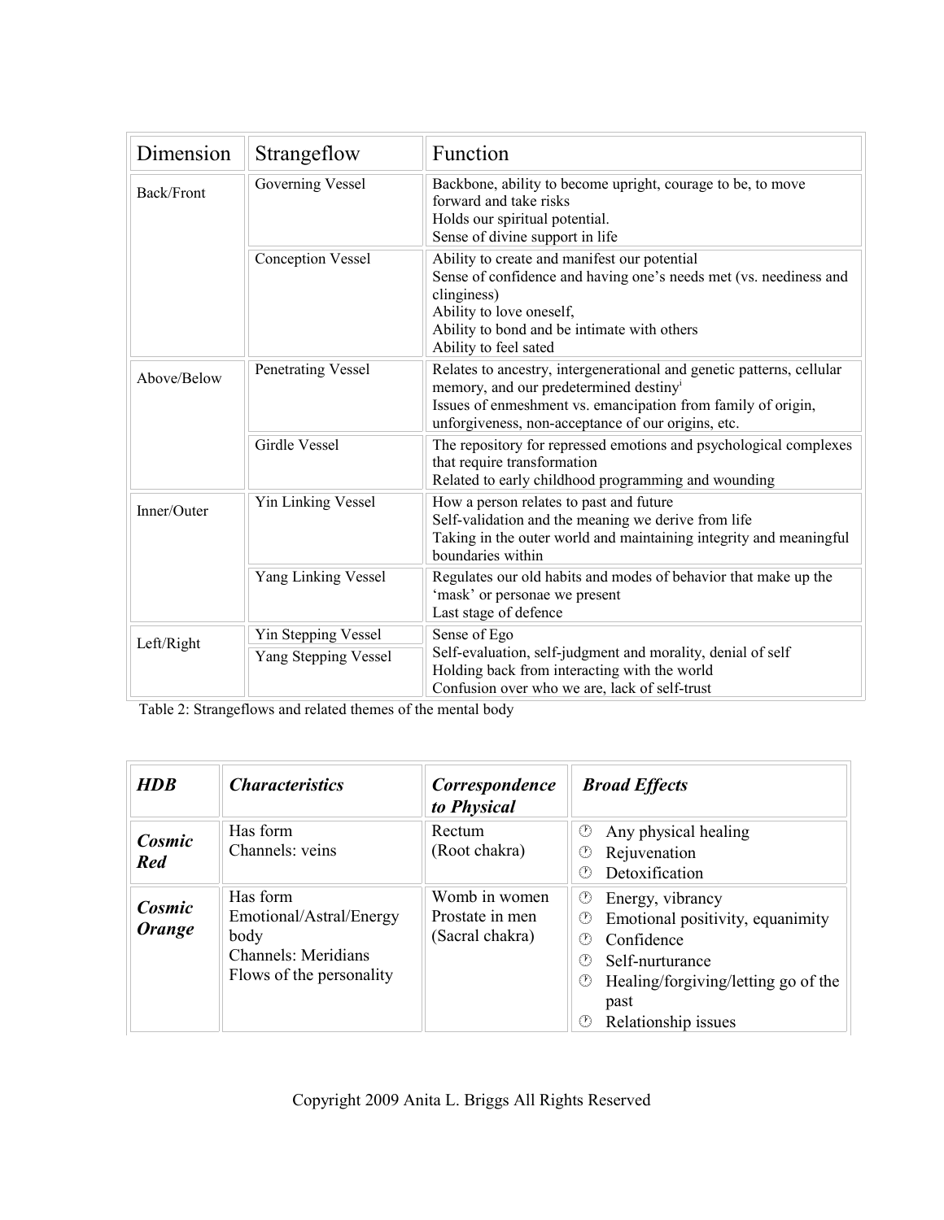| Dimension | Strangeflow | Function |
| --- | --- | --- |
| Back/Front | Governing Vessel | Backbone, ability to become upright, courage to be, to move forward and take risks<br>Holds our spiritual potential.<br>Sense of divine support in life |
| | Conception Vessel | Ability to create and manifest our potential<br>Sense of confidence and having one's needs met (vs. neediness and clinginess)<br>Ability to love oneself,<br>Ability to bond and be intimate with others<br>Ability to feel sated |
| Above/Below | Penetrating Vessel | Relates to ancestry, intergenerational and genetic patterns, cellular memory, and our predetermined destiny[i]<br>Issues of enmeshment vs. emancipation from family of origin, unforgiveness, non-acceptance of our origins, etc. |
| | Girdle Vessel | The repository for repressed emotions and psychological complexes that require transformation<br>Related to early childhood programming and wounding |
| Inner/Outer | Yin Linking Vessel | How a person relates to past and future<br>Self-validation and the meaning we derive from life<br>Taking in the outer world and maintaining integrity and meaningful boundaries within |
| | Yang Linking Vessel | Regulates our old habits and modes of behavior that make up the 'mask' or personae we present<br>Last stage of defence |
| Left/Right | Yin Stepping Vessel<br>Yang Stepping Vessel | Sense of Ego<br>Self-evaluation, self-judgment and morality, denial of self<br>Holding back from interacting with the world<br>Confusion over who we are, lack of self-trust |

Table 2: Strangeflows and related themes of the mental body

| ***HDB*** | ***Characteristics*** | ***Correspondence to Physical*** | ***Broad Effects*** |
| --- | --- | --- | --- |
| ***Cosmic Red*** | Has form<br>Channels: veins | Rectum<br>(Root chakra) | Any physical healing<br>Rejuvenation<br>Detoxification |
| ***Cosmic Orange*** | Has form<br>Emotional/Astral/Energy body<br>Channels: Meridians<br>Flows of the personality | Womb in women<br>Prostate in men<br>(Sacral chakra) | Energy, vibrancy<br>Emotional positivity, equanimity<br>Confidence<br>Self-nurturance<br>Healing/forgiving/letting go of the past<br>Relationship issues |

Copyright 2009 Anita L. Briggs All Rights Reserved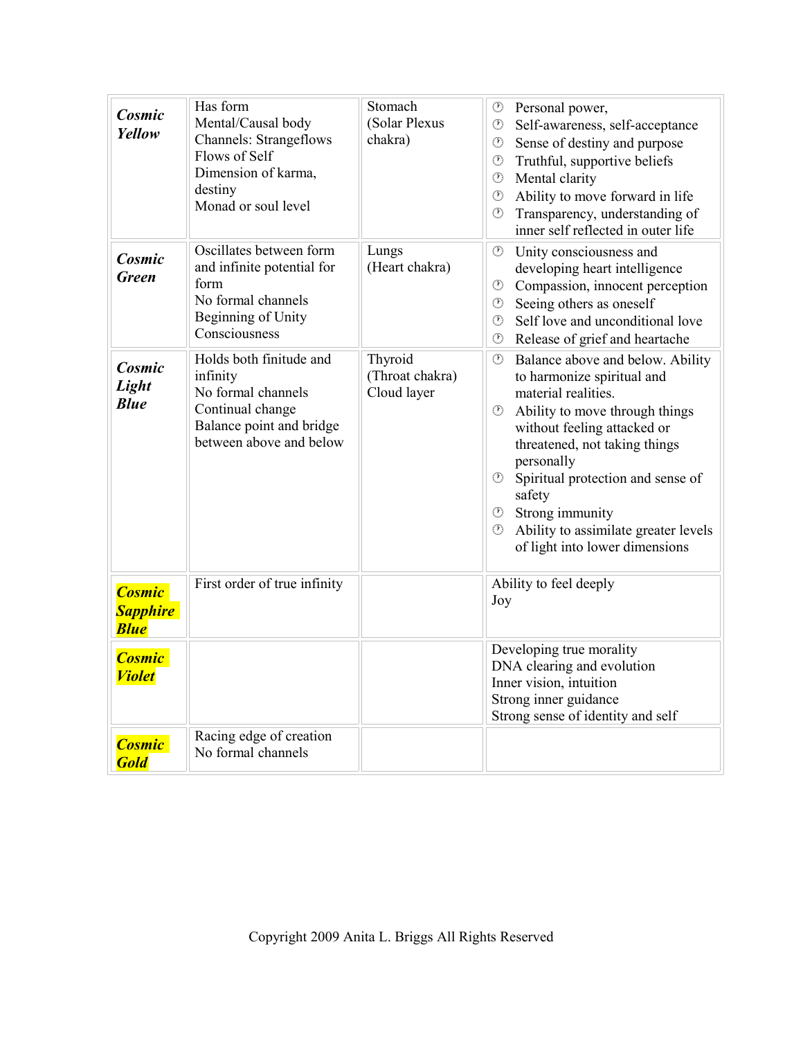| | | | |
|---|---|---|---|
| ***Cosmic Yellow*** | Has form<br>Mental/Causal body<br>Channels: Strangeflows<br>Flows of Self<br>Dimension of karma, destiny<br>Monad or soul level | Stomach<br>(Solar Plexus chakra) | ⌚ Personal power,<br>⌚ Self-awareness, self-acceptance<br>⌚ Sense of destiny and purpose<br>⌚ Truthful, supportive beliefs<br>⌚ Mental clarity<br>⌚ Ability to move forward in life<br>⌚ Transparency, understanding of inner self reflected in outer life |
| ***Cosmic Green*** | Oscillates between form and infinite potential for form<br>No formal channels<br>Beginning of Unity Consciousness | Lungs<br>(Heart chakra) | ⌚ Unity consciousness and developing heart intelligence<br>⌚ Compassion, innocent perception<br>⌚ Seeing others as oneself<br>⌚ Self love and unconditional love<br>⌚ Release of grief and heartache |
| ***Cosmic Light Blue*** | Holds both finitude and infinity<br>No formal channels<br>Continual change<br>Balance point and bridge between above and below | Thyroid<br>(Throat chakra)<br>Cloud layer | ⌚ Balance above and below. Ability to harmonize spiritual and material realities.<br>⌚ Ability to move through things without feeling attacked or threatened, not taking things personally<br>⌚ Spiritual protection and sense of safety<br>⌚ Strong immunity<br>⌚ Ability to assimilate greater levels of light into lower dimensions |
| ***Cosmic Sapphire Blue*** | First order of true infinity | | Ability to feel deeply<br>Joy |
| ***Cosmic Violet*** | | | Developing true morality<br>DNA clearing and evolution<br>Inner vision, intuition<br>Strong inner guidance<br>Strong sense of identity and self |
| ***Cosmic Gold*** | Racing edge of creation<br>No formal channels | | |

Copyright 2009 Anita L. Briggs All Rights Reserved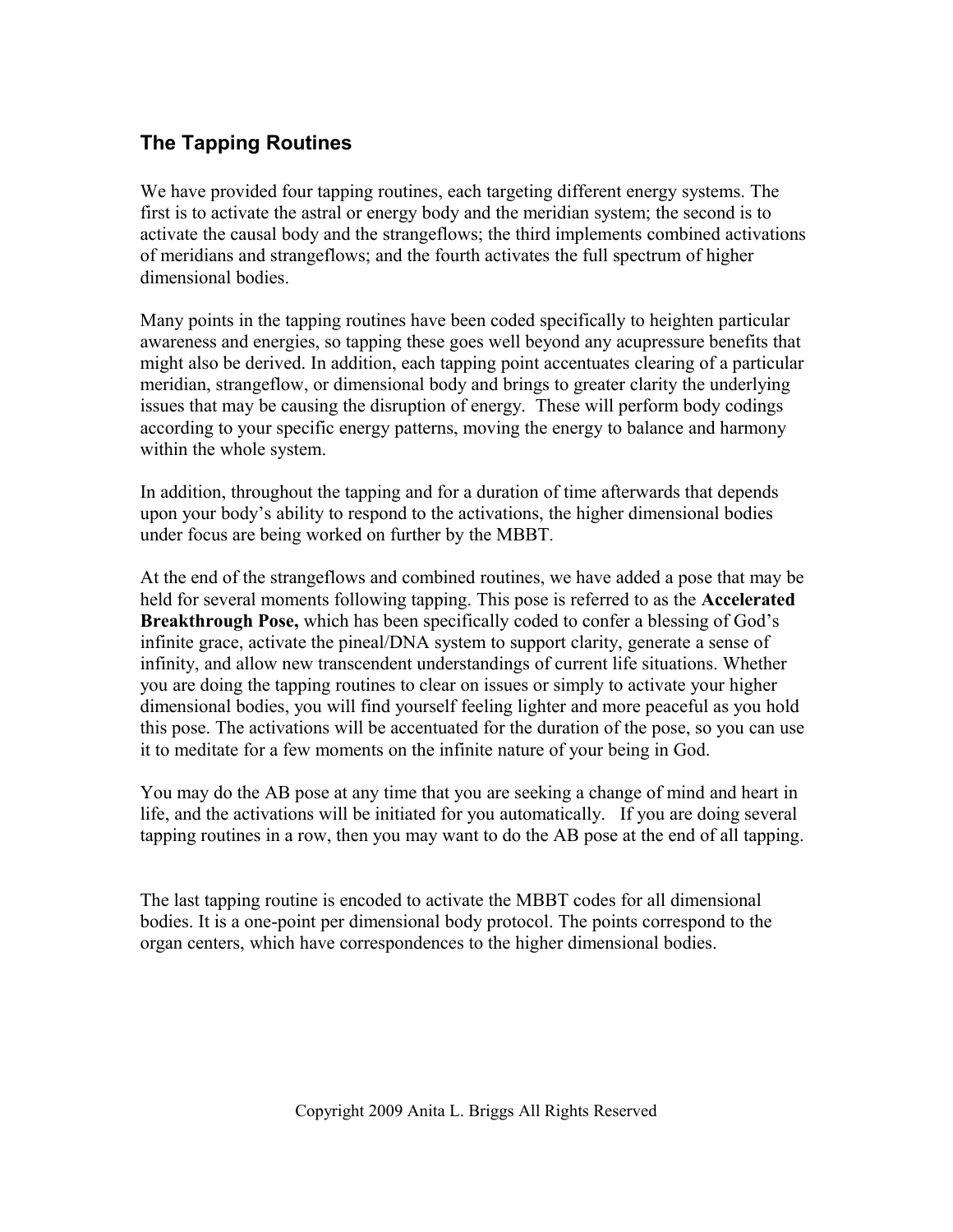## The Tapping Routines

We have provided four tapping routines, each targeting different energy systems. The first is to activate the astral or energy body and the meridian system; the second is to activate the causal body and the strangeflows; the third implements combined activations of meridians and strangeflows; and the fourth activates the full spectrum of higher dimensional bodies.

Many points in the tapping routines have been coded specifically to heighten particular awareness and energies, so tapping these goes well beyond any acupressure benefits that might also be derived. In addition, each tapping point accentuates clearing of a particular meridian, strangeflow, or dimensional body and brings to greater clarity the underlying issues that may be causing the disruption of energy. These will perform body codings according to your specific energy patterns, moving the energy to balance and harmony within the whole system.

In addition, throughout the tapping and for a duration of time afterwards that depends upon your body's ability to respond to the activations, the higher dimensional bodies under focus are being worked on further by the MBBT.

At the end of the strangeflows and combined routines, we have added a pose that may be held for several moments following tapping. This pose is referred to as the **Accelerated Breakthrough Pose,** which has been specifically coded to confer a blessing of God's infinite grace, activate the pineal/DNA system to support clarity, generate a sense of infinity, and allow new transcendent understandings of current life situations. Whether you are doing the tapping routines to clear on issues or simply to activate your higher dimensional bodies, you will find yourself feeling lighter and more peaceful as you hold this pose. The activations will be accentuated for the duration of the pose, so you can use it to meditate for a few moments on the infinite nature of your being in God.

You may do the AB pose at any time that you are seeking a change of mind and heart in life, and the activations will be initiated for you automatically. If you are doing several tapping routines in a row, then you may want to do the AB pose at the end of all tapping.

The last tapping routine is encoded to activate the MBBT codes for all dimensional bodies. It is a one-point per dimensional body protocol. The points correspond to the organ centers, which have correspondences to the higher dimensional bodies.

Copyright 2009 Anita L. Briggs All Rights Reserved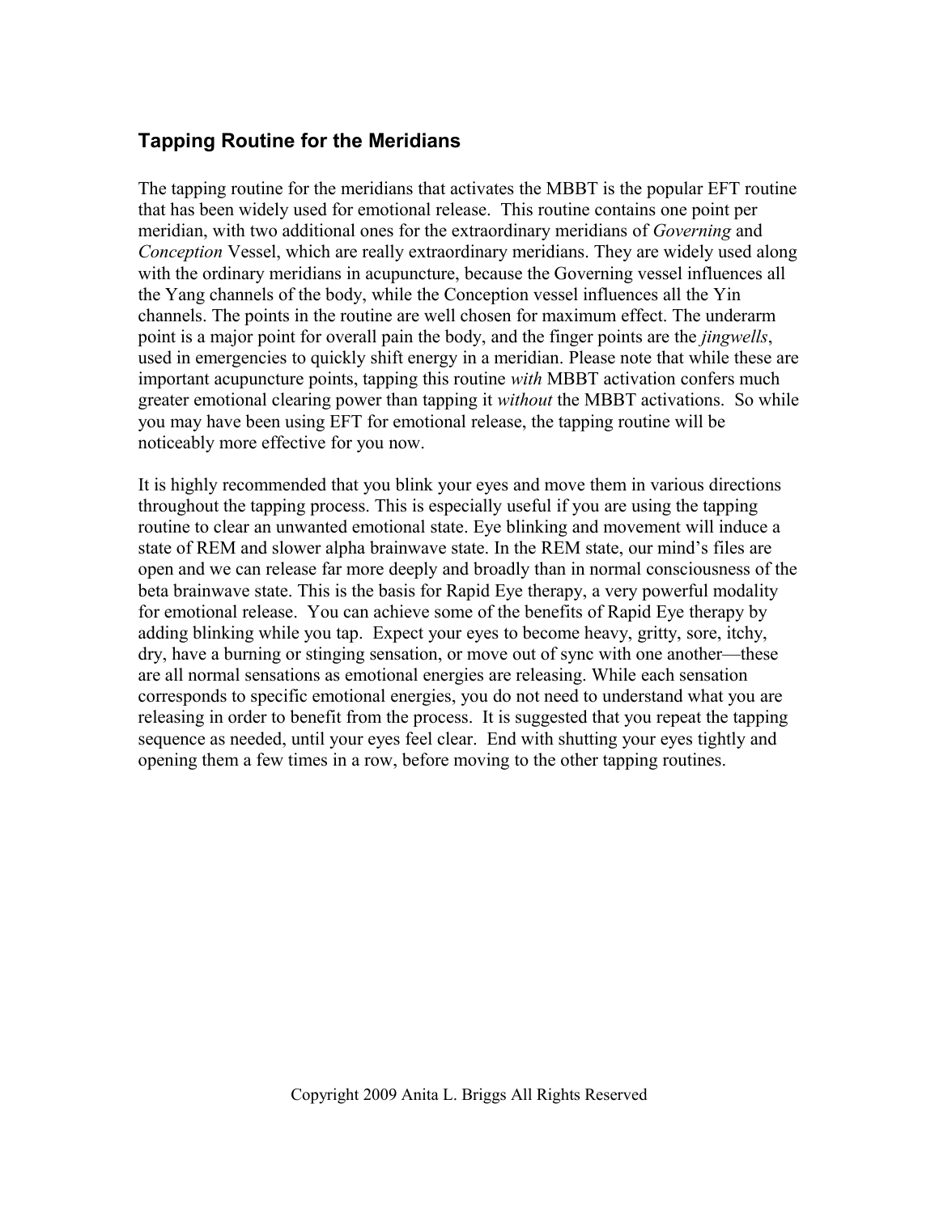## Tapping Routine for the Meridians

The tapping routine for the meridians that activates the MBBT is the popular EFT routine that has been widely used for emotional release. This routine contains one point per meridian, with two additional ones for the extraordinary meridians of *Governing* and *Conception* Vessel, which are really extraordinary meridians. They are widely used along with the ordinary meridians in acupuncture, because the Governing vessel influences all the Yang channels of the body, while the Conception vessel influences all the Yin channels. The points in the routine are well chosen for maximum effect. The underarm point is a major point for overall pain the body, and the finger points are the *jingwells*, used in emergencies to quickly shift energy in a meridian. Please note that while these are important acupuncture points, tapping this routine *with* MBBT activation confers much greater emotional clearing power than tapping it *without* the MBBT activations. So while you may have been using EFT for emotional release, the tapping routine will be noticeably more effective for you now.

It is highly recommended that you blink your eyes and move them in various directions throughout the tapping process. This is especially useful if you are using the tapping routine to clear an unwanted emotional state. Eye blinking and movement will induce a state of REM and slower alpha brainwave state. In the REM state, our mind's files are open and we can release far more deeply and broadly than in normal consciousness of the beta brainwave state. This is the basis for Rapid Eye therapy, a very powerful modality for emotional release. You can achieve some of the benefits of Rapid Eye therapy by adding blinking while you tap. Expect your eyes to become heavy, gritty, sore, itchy, dry, have a burning or stinging sensation, or move out of sync with one another—these are all normal sensations as emotional energies are releasing. While each sensation corresponds to specific emotional energies, you do not need to understand what you are releasing in order to benefit from the process. It is suggested that you repeat the tapping sequence as needed, until your eyes feel clear. End with shutting your eyes tightly and opening them a few times in a row, before moving to the other tapping routines.

Copyright 2009 Anita L. Briggs All Rights Reserved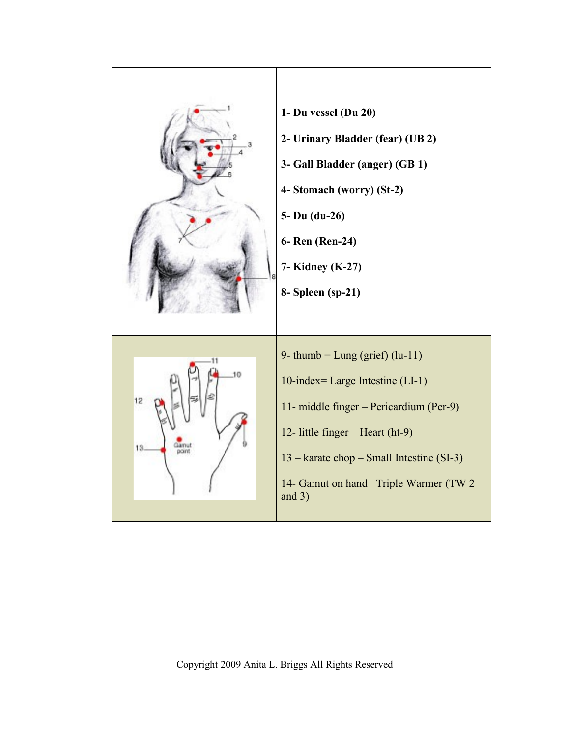| | |
|---|---|
| | **1- Du vessel (Du 20)**<br><br>**2- Urinary Bladder (fear) (UB 2)**<br><br>**3- Gall Bladder (anger) (GB 1)**<br><br>**4- Stomach (worry) (St-2)**<br><br>**5- Du (du-26)**<br><br>**6- Ren (Ren-24)**<br><br>**7- Kidney (K-27)**<br><br>**8- Spleen (sp-21)** |
| | 9- thumb = Lung (grief) (lu-11)<br><br>10-index= Large Intestine (LI-1)<br><br>11- middle finger – Pericardium (Per-9)<br><br>12- little finger – Heart (ht-9)<br><br>13 – karate chop – Small Intestine (SI-3)<br><br>14- Gamut on hand –Triple Warmer (TW 2 and 3) |

Copyright 2009 Anita L. Briggs All Rights Reserved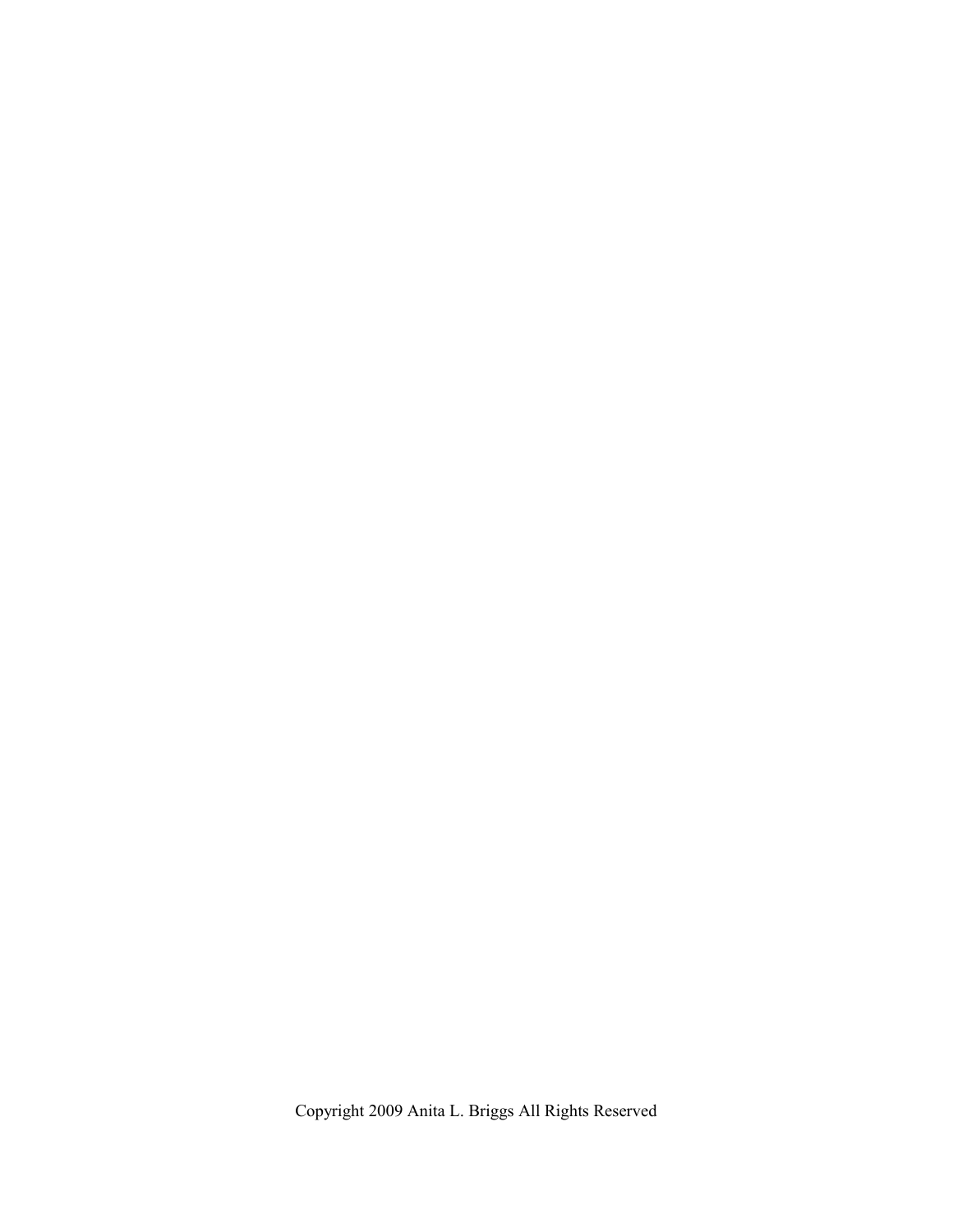Copyright 2009 Anita L. Briggs All Rights Reserved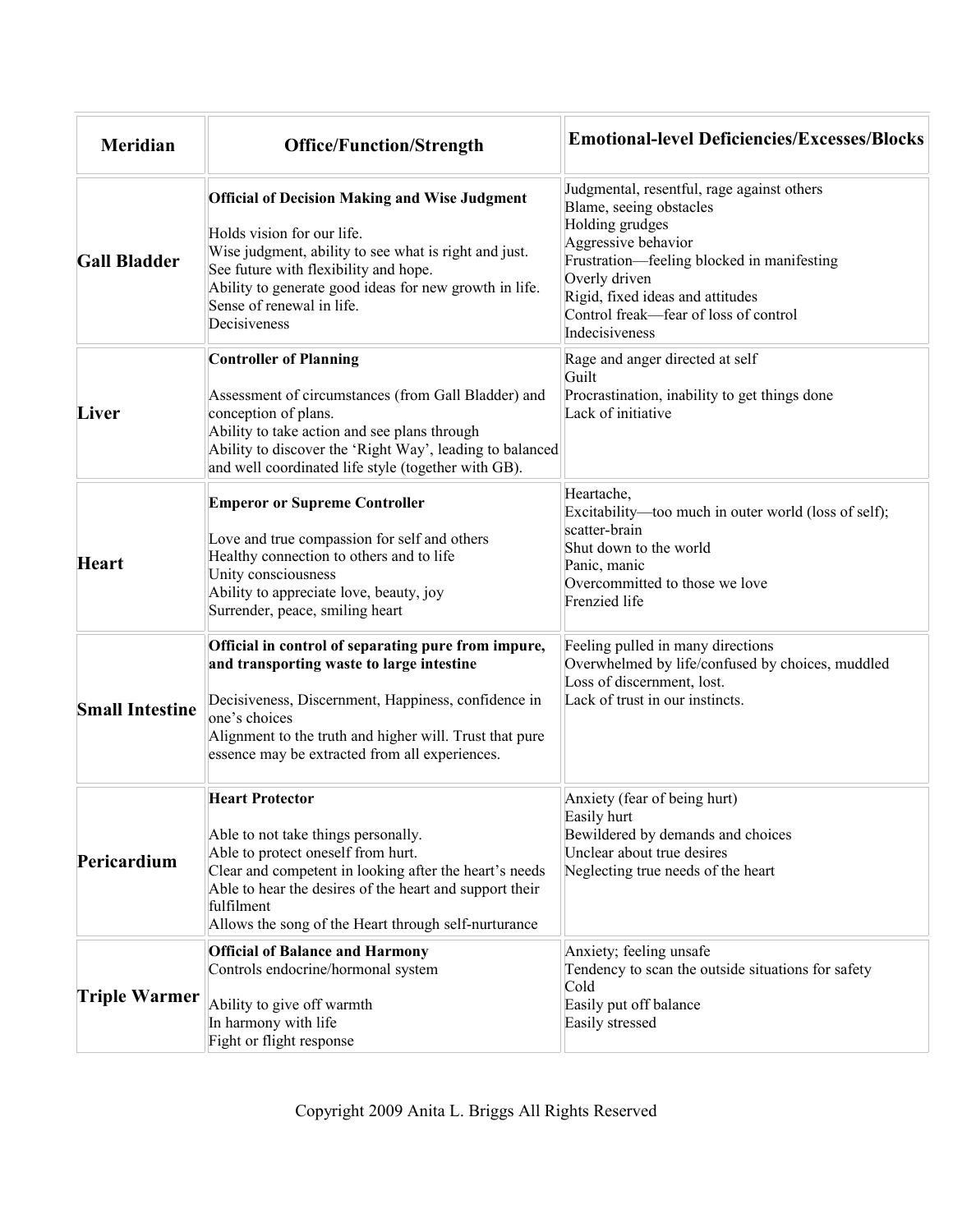| Meridian | Office/Function/Strength | Emotional-level Deficiencies/Excesses/Blocks |
|---|---|---|
| **Gall Bladder** | **Official of Decision Making and Wise Judgment**<br><br>Holds vision for our life.<br>Wise judgment, ability to see what is right and just.<br>See future with flexibility and hope.<br>Ability to generate good ideas for new growth in life.<br>Sense of renewal in life.<br>Decisiveness | Judgmental, resentful, rage against others<br>Blame, seeing obstacles<br>Holding grudges<br>Aggressive behavior<br>Frustration—feeling blocked in manifesting<br>Overly driven<br>Rigid, fixed ideas and attitudes<br>Control freak—fear of loss of control<br>Indecisiveness |
| **Liver** | **Controller of Planning**<br><br>Assessment of circumstances (from Gall Bladder) and conception of plans.<br>Ability to take action and see plans through<br>Ability to discover the 'Right Way', leading to balanced and well coordinated life style (together with GB). | Rage and anger directed at self<br>Guilt<br>Procrastination, inability to get things done<br>Lack of initiative |
| **Heart** | **Emperor or Supreme Controller**<br><br>Love and true compassion for self and others<br>Healthy connection to others and to life<br>Unity consciousness<br>Ability to appreciate love, beauty, joy<br>Surrender, peace, smiling heart | Heartache,<br>Excitability—too much in outer world (loss of self); scatter-brain<br>Shut down to the world<br>Panic, manic<br>Overcommitted to those we love<br>Frenzied life |
| **Small Intestine** | **Official in control of separating pure from impure, and transporting waste to large intestine**<br><br>Decisiveness, Discernment, Happiness, confidence in one's choices<br>Alignment to the truth and higher will. Trust that pure essence may be extracted from all experiences. | Feeling pulled in many directions<br>Overwhelmed by life/confused by choices, muddled<br>Loss of discernment, lost.<br>Lack of trust in our instincts. |
| **Pericardium** | **Heart Protector**<br><br>Able to not take things personally.<br>Able to protect oneself from hurt.<br>Clear and competent in looking after the heart's needs<br>Able to hear the desires of the heart and support their fulfilment<br>Allows the song of the Heart through self-nurturance | Anxiety (fear of being hurt)<br>Easily hurt<br>Bewildered by demands and choices<br>Unclear about true desires<br>Neglecting true needs of the heart |
| **Triple Warmer** | **Official of Balance and Harmony**<br>Controls endocrine/hormonal system<br><br>Ability to give off warmth<br>In harmony with life<br>Fight or flight response | Anxiety; feeling unsafe<br>Tendency to scan the outside situations for safety<br>Cold<br>Easily put off balance<br>Easily stressed |

Copyright 2009 Anita L. Briggs All Rights Reserved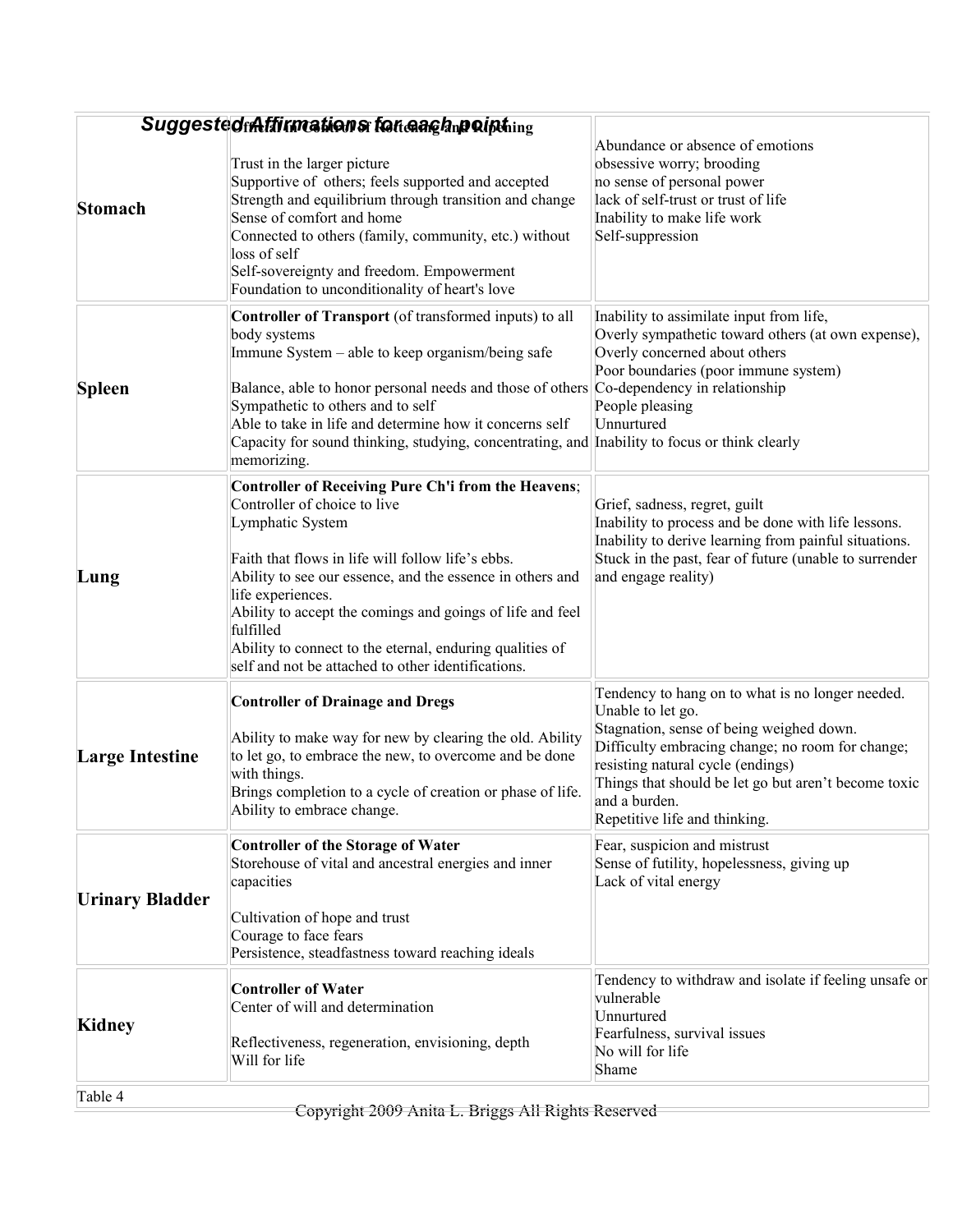*Suggested Affirmations for each point*

| | | |
|---|---|---|
| **Stomach** | **Official in Control of Rotting and Ripening**<br><br>Trust in the larger picture<br>Supportive of others; feels supported and accepted<br>Strength and equilibrium through transition and change<br>Sense of comfort and home<br>Connected to others (family, community, etc.) without loss of self<br>Self-sovereignty and freedom. Empowerment<br>Foundation to unconditionality of heart's love | Abundance or absence of emotions<br>obsessive worry; brooding<br>no sense of personal power<br>lack of self-trust or trust of life<br>Inability to make life work<br>Self-suppression |
| **Spleen** | **Controller of Transport** (of transformed inputs) to all body systems<br>Immune System – able to keep organism/being safe<br><br>Balance, able to honor personal needs and those of others<br>Sympathetic to others and to self<br>Able to take in life and determine how it concerns self<br>Capacity for sound thinking, studying, concentrating, and memorizing. | Inability to assimilate input from life,<br>Overly sympathetic toward others (at own expense),<br>Overly concerned about others<br>Poor boundaries (poor immune system)<br>Co-dependency in relationship<br>People pleasing<br>Unnurtured<br>Inability to focus or think clearly |
| **Lung** | **Controller of Receiving Pure Ch'i from the Heavens**;<br>Controller of choice to live<br>Lymphatic System<br><br>Faith that flows in life will follow life's ebbs.<br>Ability to see our essence, and the essence in others and life experiences.<br>Ability to accept the comings and goings of life and feel fulfilled<br>Ability to connect to the eternal, enduring qualities of self and not be attached to other identifications. | Grief, sadness, regret, guilt<br>Inability to process and be done with life lessons.<br>Inability to derive learning from painful situations.<br>Stuck in the past, fear of future (unable to surrender and engage reality) |
| **Large Intestine** | **Controller of Drainage and Dregs**<br><br>Ability to make way for new by clearing the old. Ability to let go, to embrace the new, to overcome and be done with things.<br>Brings completion to a cycle of creation or phase of life.<br>Ability to embrace change. | Tendency to hang on to what is no longer needed.<br>Unable to let go.<br>Stagnation, sense of being weighed down.<br>Difficulty embracing change; no room for change; resisting natural cycle (endings)<br>Things that should be let go but aren't become toxic and a burden.<br>Repetitive life and thinking. |
| **Urinary Bladder** | **Controller of the Storage of Water**<br>Storehouse of vital and ancestral energies and inner capacities<br><br>Cultivation of hope and trust<br>Courage to face fears<br>Persistence, steadfastness toward reaching ideals | Fear, suspicion and mistrust<br>Sense of futility, hopelessness, giving up<br>Lack of vital energy |
| **Kidney** | **Controller of Water**<br>Center of will and determination<br><br>Reflectiveness, regeneration, envisioning, depth<br>Will for life | Tendency to withdraw and isolate if feeling unsafe or vulnerable<br>Unnurtured<br>Fearfulness, survival issues<br>No will for life<br>Shame |

Table 4

Copyright 2009 Anita L. Briggs All Rights Reserved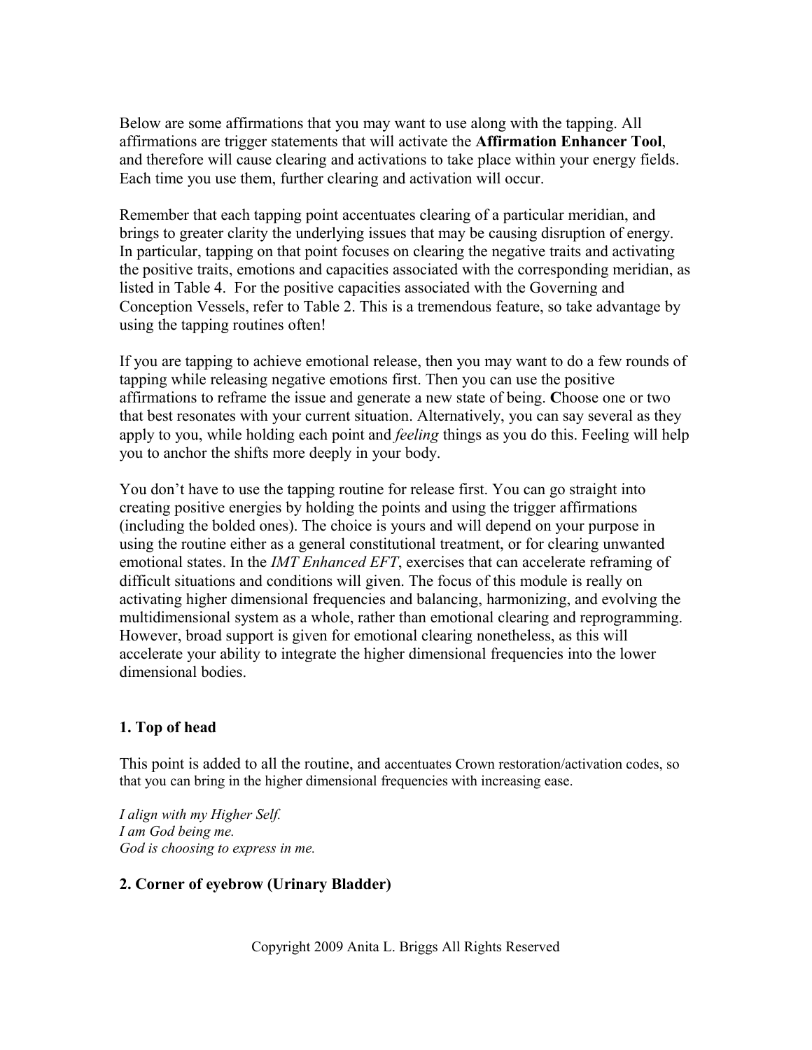Below are some affirmations that you may want to use along with the tapping. All affirmations are trigger statements that will activate the **Affirmation Enhancer Tool**, and therefore will cause clearing and activations to take place within your energy fields. Each time you use them, further clearing and activation will occur.

Remember that each tapping point accentuates clearing of a particular meridian, and brings to greater clarity the underlying issues that may be causing disruption of energy. In particular, tapping on that point focuses on clearing the negative traits and activating the positive traits, emotions and capacities associated with the corresponding meridian, as listed in Table 4. For the positive capacities associated with the Governing and Conception Vessels, refer to Table 2. This is a tremendous feature, so take advantage by using the tapping routines often!

If you are tapping to achieve emotional release, then you may want to do a few rounds of tapping while releasing negative emotions first. Then you can use the positive affirmations to reframe the issue and generate a new state of being. **C**hoose one or two that best resonates with your current situation. Alternatively, you can say several as they apply to you, while holding each point and *feeling* things as you do this. Feeling will help you to anchor the shifts more deeply in your body.

You don't have to use the tapping routine for release first. You can go straight into creating positive energies by holding the points and using the trigger affirmations (including the bolded ones). The choice is yours and will depend on your purpose in using the routine either as a general constitutional treatment, or for clearing unwanted emotional states. In the *IMT Enhanced EFT*, exercises that can accelerate reframing of difficult situations and conditions will given. The focus of this module is really on activating higher dimensional frequencies and balancing, harmonizing, and evolving the multidimensional system as a whole, rather than emotional clearing and reprogramming. However, broad support is given for emotional clearing nonetheless, as this will accelerate your ability to integrate the higher dimensional frequencies into the lower dimensional bodies.

### 1. Top of head

This point is added to all the routine, and accentuates Crown restoration/activation codes, so that you can bring in the higher dimensional frequencies with increasing ease.

*I align with my Higher Self.*
*I am God being me.*
*God is choosing to express in me.*

### 2. Corner of eyebrow (Urinary Bladder)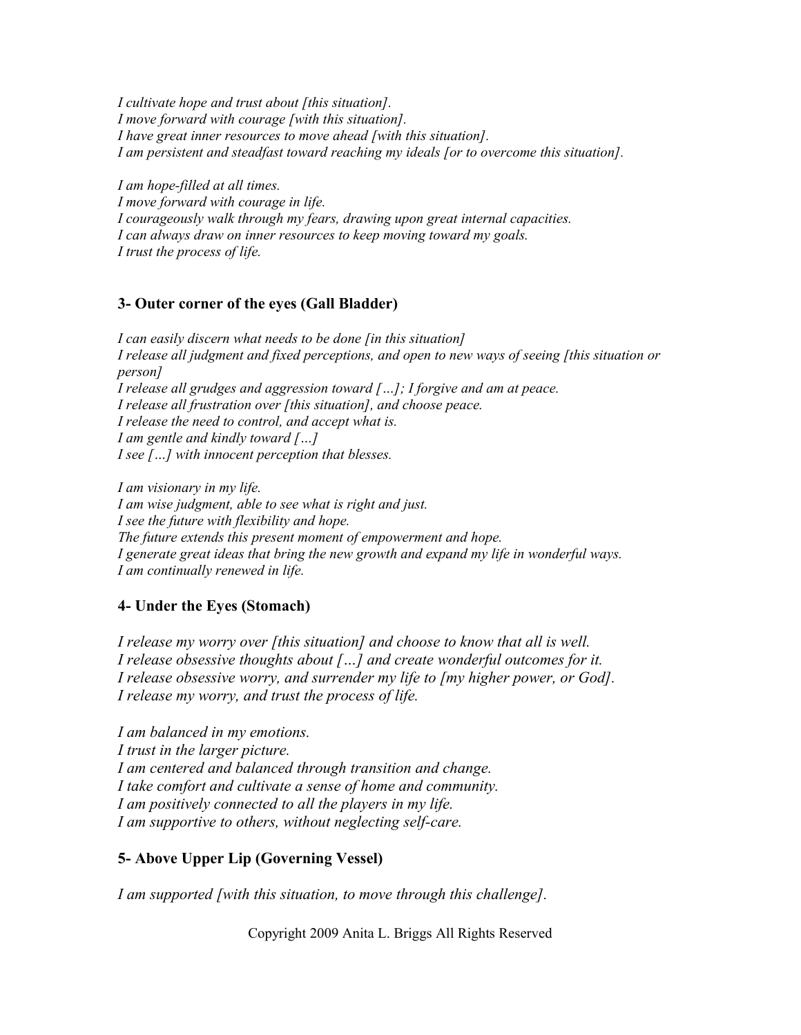*I cultivate hope and trust about [this situation].*
*I move forward with courage [with this situation].*
*I have great inner resources to move ahead [with this situation].*
*I am persistent and steadfast toward reaching my ideals [or to overcome this situation].*

*I am hope-filled at all times.*
*I move forward with courage in life.*
*I courageously walk through my fears, drawing upon great internal capacities.*
*I can always draw on inner resources to keep moving toward my goals.*
*I trust the process of life.*

### 3- Outer corner of the eyes (Gall Bladder)

*I can easily discern what needs to be done [in this situation]*
*I release all judgment and fixed perceptions, and open to new ways of seeing [this situation or person]*
*I release all grudges and aggression toward […]; I forgive and am at peace.*
*I release all frustration over [this situation], and choose peace.*
*I release the need to control, and accept what is.*
*I am gentle and kindly toward […]*
*I see […] with innocent perception that blesses.*

*I am visionary in my life.*
*I am wise judgment, able to see what is right and just.*
*I see the future with flexibility and hope.*
*The future extends this present moment of empowerment and hope.*
*I generate great ideas that bring the new growth and expand my life in wonderful ways.*
*I am continually renewed in life.*

### 4- Under the Eyes (Stomach)

*I release my worry over [this situation] and choose to know that all is well.*
*I release obsessive thoughts about […] and create wonderful outcomes for it.*
*I release obsessive worry, and surrender my life to [my higher power, or God].*
*I release my worry, and trust the process of life.*

*I am balanced in my emotions.*
*I trust in the larger picture.*
*I am centered and balanced through transition and change.*
*I take comfort and cultivate a sense of home and community.*
*I am positively connected to all the players in my life.*
*I am supportive to others, without neglecting self-care.*

### 5- Above Upper Lip (Governing Vessel)

*I am supported [with this situation, to move through this challenge].*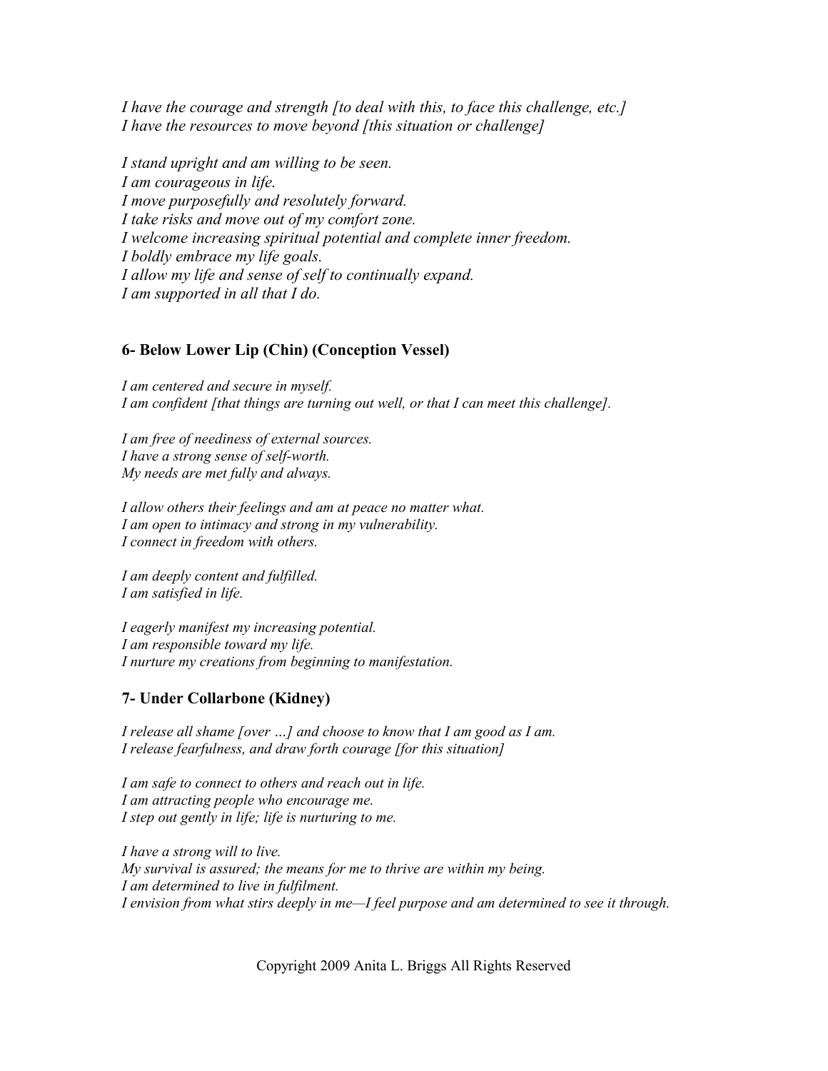*I have the courage and strength [to deal with this, to face this challenge, etc.]*
*I have the resources to move beyond [this situation or challenge]*

*I stand upright and am willing to be seen.*
*I am courageous in life.*
*I move purposefully and resolutely forward.*
*I take risks and move out of my comfort zone.*
*I welcome increasing spiritual potential and complete inner freedom.*
*I boldly embrace my life goals.*
*I allow my life and sense of self to continually expand.*
*I am supported in all that I do.*

### 6- Below Lower Lip (Chin) (Conception Vessel)

*I am centered and secure in myself.*
*I am confident [that things are turning out well, or that I can meet this challenge].*

*I am free of neediness of external sources.*
*I have a strong sense of self-worth.*
*My needs are met fully and always.*

*I allow others their feelings and am at peace no matter what.*
*I am open to intimacy and strong in my vulnerability.*
*I connect in freedom with others.*

*I am deeply content and fulfilled.*
*I am satisfied in life.*

*I eagerly manifest my increasing potential.*
*I am responsible toward my life.*
*I nurture my creations from beginning to manifestation.*

### 7- Under Collarbone (Kidney)

*I release all shame [over …] and choose to know that I am good as I am.*
*I release fearfulness, and draw forth courage [for this situation]*

*I am safe to connect to others and reach out in life.*
*I am attracting people who encourage me.*
*I step out gently in life; life is nurturing to me.*

*I have a strong will to live.*
*My survival is assured; the means for me to thrive are within my being.*
*I am determined to live in fulfilment.*
*I envision from what stirs deeply in me—I feel purpose and am determined to see it through.*

Copyright 2009 Anita L. Briggs All Rights Reserved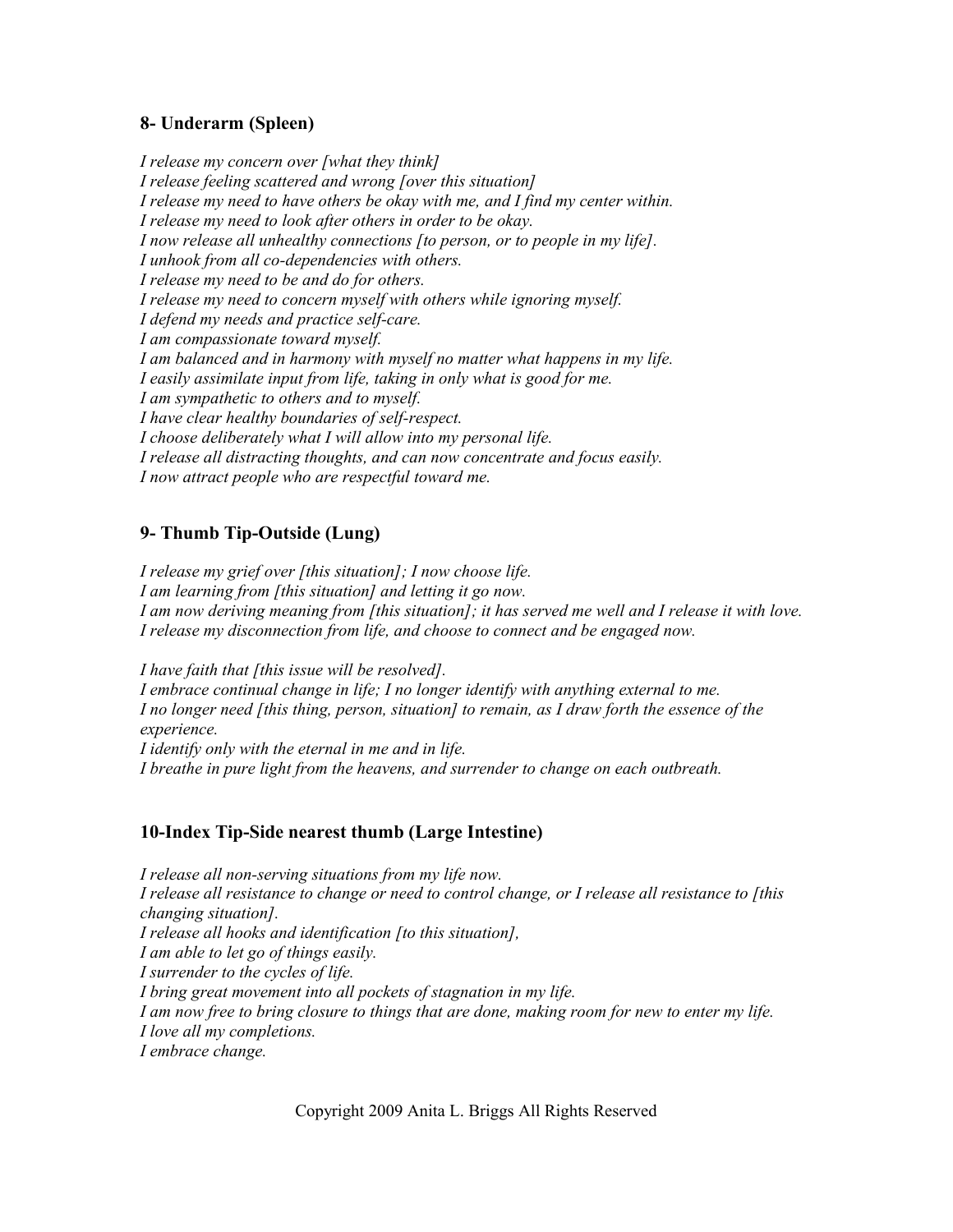### 8- Underarm (Spleen)

*I release my concern over [what they think]*
*I release feeling scattered and wrong [over this situation]*
*I release my need to have others be okay with me, and I find my center within.*
*I release my need to look after others in order to be okay.*
*I now release all unhealthy connections [to person, or to people in my life].*
*I unhook from all co-dependencies with others.*
*I release my need to be and do for others.*
*I release my need to concern myself with others while ignoring myself.*
*I defend my needs and practice self-care.*
*I am compassionate toward myself.*
*I am balanced and in harmony with myself no matter what happens in my life.*
*I easily assimilate input from life, taking in only what is good for me.*
*I am sympathetic to others and to myself.*
*I have clear healthy boundaries of self-respect.*
*I choose deliberately what I will allow into my personal life.*
*I release all distracting thoughts, and can now concentrate and focus easily.*
*I now attract people who are respectful toward me.*

### 9- Thumb Tip-Outside (Lung)

*I release my grief over [this situation]; I now choose life.*
*I am learning from [this situation] and letting it go now.*
*I am now deriving meaning from [this situation]; it has served me well and I release it with love.*
*I release my disconnection from life, and choose to connect and be engaged now.*

*I have faith that [this issue will be resolved].*
*I embrace continual change in life; I no longer identify with anything external to me.*
*I no longer need [this thing, person, situation] to remain, as I draw forth the essence of the experience.*
*I identify only with the eternal in me and in life.*
*I breathe in pure light from the heavens, and surrender to change on each outbreath.*

### 10-Index Tip-Side nearest thumb (Large Intestine)

*I release all non-serving situations from my life now.*
*I release all resistance to change or need to control change, or I release all resistance to [this changing situation].*
*I release all hooks and identification [to this situation],*
*I am able to let go of things easily.*
*I surrender to the cycles of life.*
*I bring great movement into all pockets of stagnation in my life.*
*I am now free to bring closure to things that are done, making room for new to enter my life.*
*I love all my completions.*
*I embrace change.*

Copyright 2009 Anita L. Briggs All Rights Reserved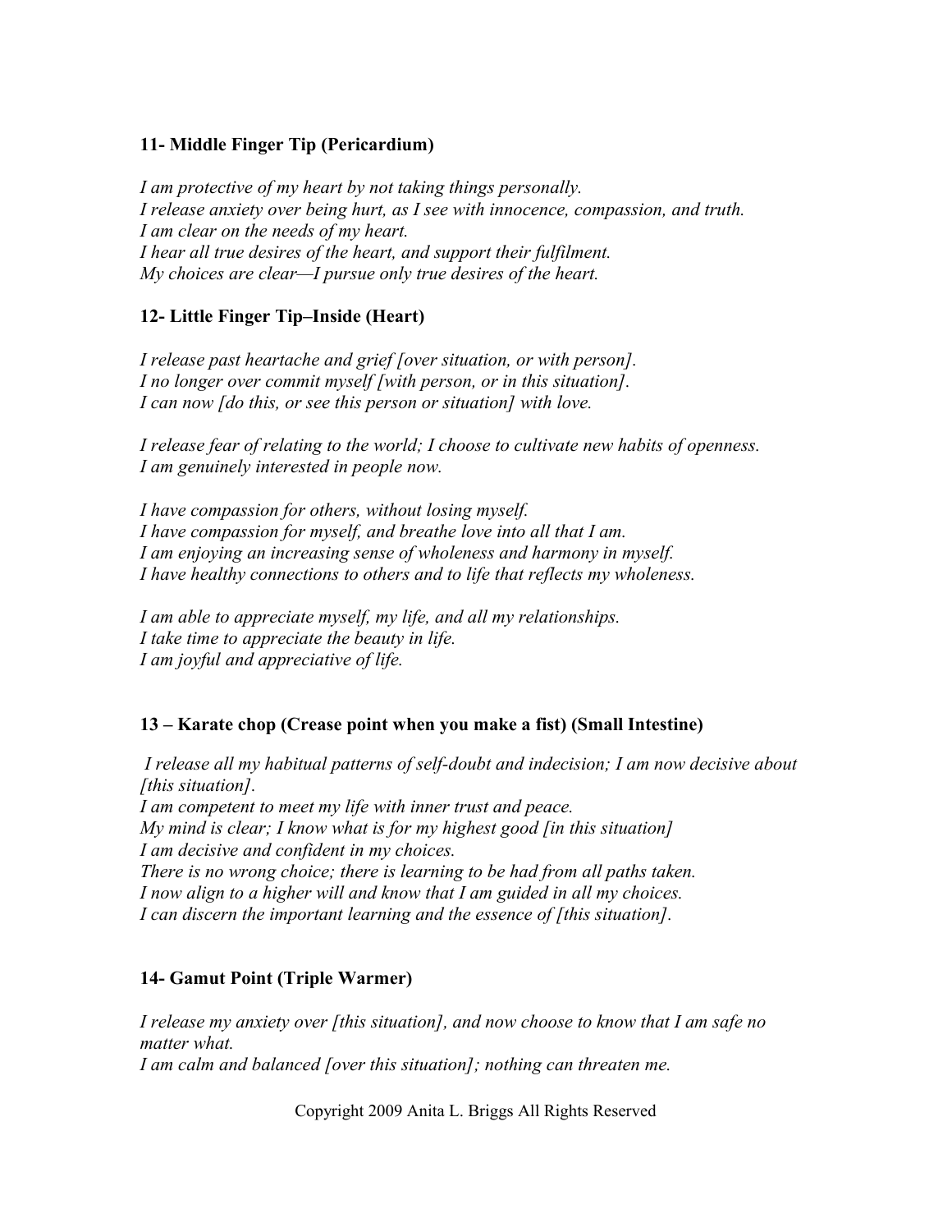**11- Middle Finger Tip (Pericardium)**

*I am protective of my heart by not taking things personally.*
*I release anxiety over being hurt, as I see with innocence, compassion, and truth.*
*I am clear on the needs of my heart.*
*I hear all true desires of the heart, and support their fulfilment.*
*My choices are clear—I pursue only true desires of the heart.*

**12- Little Finger Tip–Inside (Heart)**

*I release past heartache and grief [over situation, or with person].*
*I no longer over commit myself [with person, or in this situation].*
*I can now [do this, or see this person or situation] with love.*

*I release fear of relating to the world; I choose to cultivate new habits of openness.*
*I am genuinely interested in people now.*

*I have compassion for others, without losing myself.*
*I have compassion for myself, and breathe love into all that I am.*
*I am enjoying an increasing sense of wholeness and harmony in myself.*
*I have healthy connections to others and to life that reflects my wholeness.*

*I am able to appreciate myself, my life, and all my relationships.*
*I take time to appreciate the beauty in life.*
*I am joyful and appreciative of life.*

**13 – Karate chop (Crease point when you make a fist) (Small Intestine)**

*I release all my habitual patterns of self-doubt and indecision; I am now decisive about [this situation].*
*I am competent to meet my life with inner trust and peace.*
*My mind is clear; I know what is for my highest good [in this situation]*
*I am decisive and confident in my choices.*
*There is no wrong choice; there is learning to be had from all paths taken.*
*I now align to a higher will and know that I am guided in all my choices.*
*I can discern the important learning and the essence of [this situation].*

**14- Gamut Point (Triple Warmer)**

*I release my anxiety over [this situation], and now choose to know that I am safe no matter what.*
*I am calm and balanced [over this situation]; nothing can threaten me.*

Copyright 2009 Anita L. Briggs All Rights Reserved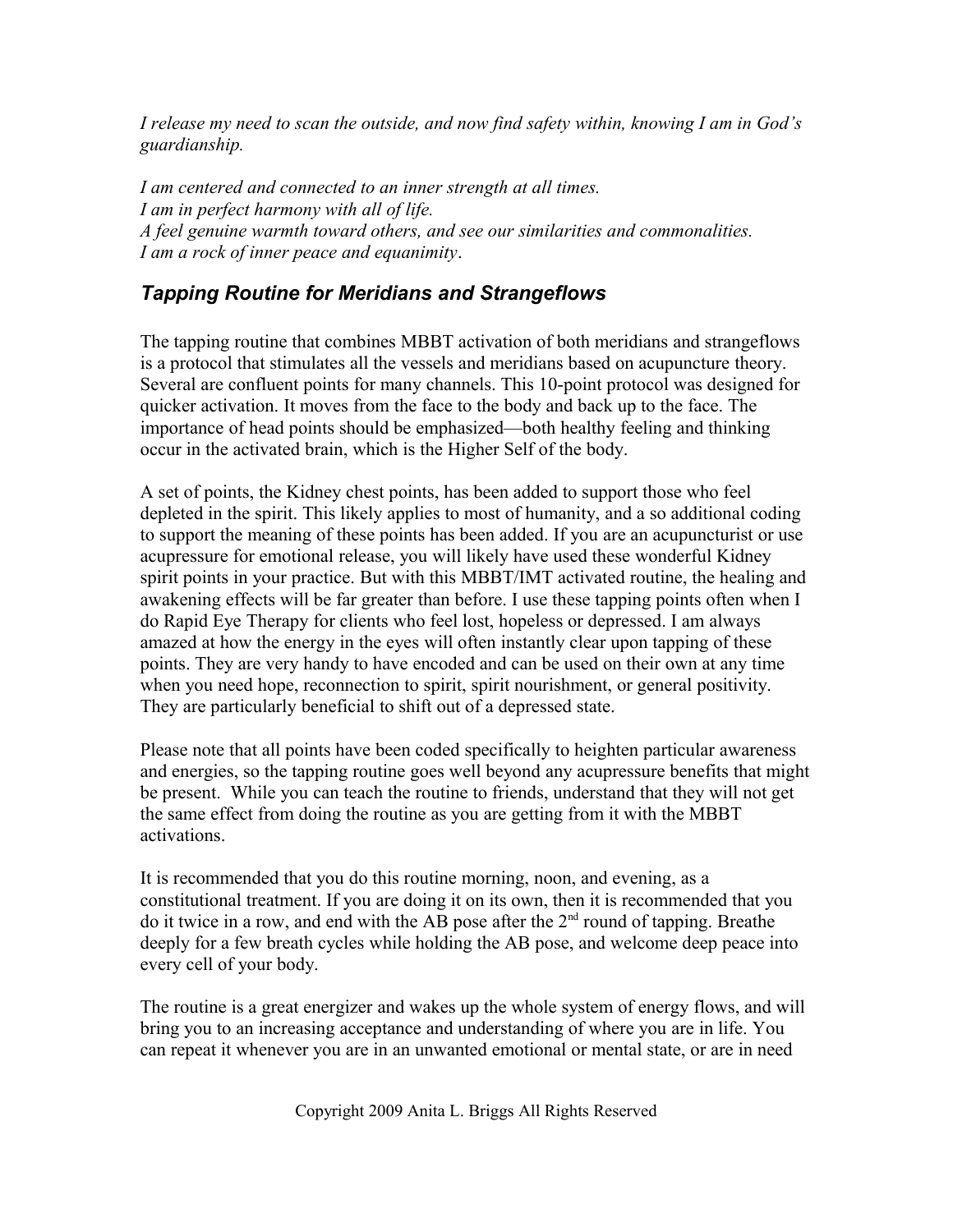*I release my need to scan the outside, and now find safety within, knowing I am in God's guardianship.*

*I am centered and connected to an inner strength at all times.*
*I am in perfect harmony with all of life.*
*A feel genuine warmth toward others, and see our similarities and commonalities.*
*I am a rock of inner peace and equanimity*.

## *Tapping Routine for Meridians and Strangeflows*

The tapping routine that combines MBBT activation of both meridians and strangeflows is a protocol that stimulates all the vessels and meridians based on acupuncture theory. Several are confluent points for many channels. This 10-point protocol was designed for quicker activation. It moves from the face to the body and back up to the face. The importance of head points should be emphasized—both healthy feeling and thinking occur in the activated brain, which is the Higher Self of the body.

A set of points, the Kidney chest points, has been added to support those who feel depleted in the spirit. This likely applies to most of humanity, and a so additional coding to support the meaning of these points has been added. If you are an acupuncturist or use acupressure for emotional release, you will likely have used these wonderful Kidney spirit points in your practice. But with this MBBT/IMT activated routine, the healing and awakening effects will be far greater than before. I use these tapping points often when I do Rapid Eye Therapy for clients who feel lost, hopeless or depressed. I am always amazed at how the energy in the eyes will often instantly clear upon tapping of these points. They are very handy to have encoded and can be used on their own at any time when you need hope, reconnection to spirit, spirit nourishment, or general positivity. They are particularly beneficial to shift out of a depressed state.

Please note that all points have been coded specifically to heighten particular awareness and energies, so the tapping routine goes well beyond any acupressure benefits that might be present. While you can teach the routine to friends, understand that they will not get the same effect from doing the routine as you are getting from it with the MBBT activations.

It is recommended that you do this routine morning, noon, and evening, as a constitutional treatment. If you are doing it on its own, then it is recommended that you do it twice in a row, and end with the AB pose after the 2nd round of tapping. Breathe deeply for a few breath cycles while holding the AB pose, and welcome deep peace into every cell of your body.

The routine is a great energizer and wakes up the whole system of energy flows, and will bring you to an increasing acceptance and understanding of where you are in life. You can repeat it whenever you are in an unwanted emotional or mental state, or are in need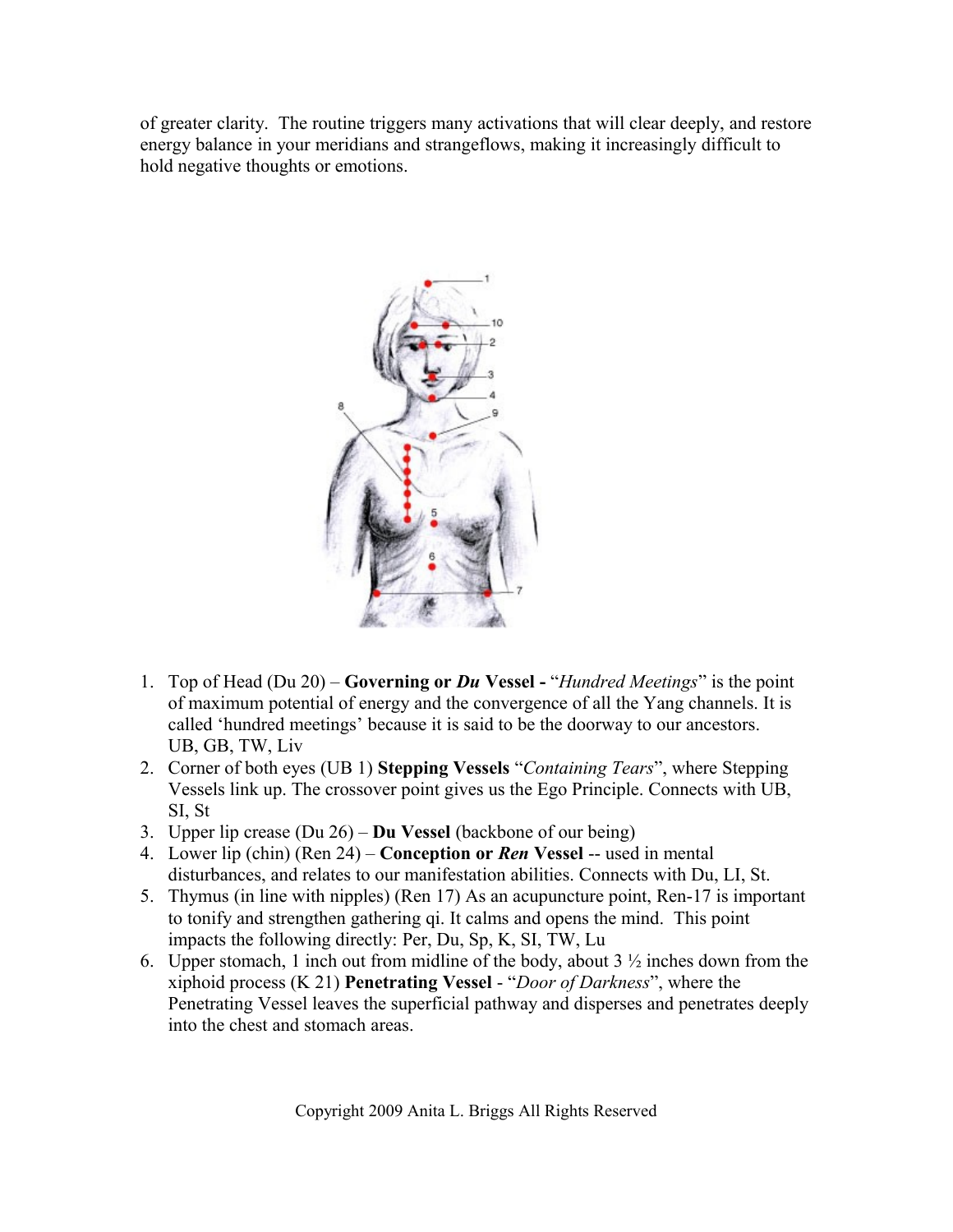of greater clarity. The routine triggers many activations that will clear deeply, and restore energy balance in your meridians and strangeflows, making it increasingly difficult to hold negative thoughts or emotions.

1. Top of Head (Du 20) – **Governing or *Du* Vessel -** "*Hundred Meetings*" is the point of maximum potential of energy and the convergence of all the Yang channels. It is called 'hundred meetings' because it is said to be the doorway to our ancestors. UB, GB, TW, Liv
2. Corner of both eyes (UB 1) **Stepping Vessels** "*Containing Tears*", where Stepping Vessels link up. The crossover point gives us the Ego Principle. Connects with UB, SI, St
3. Upper lip crease (Du 26) – **Du Vessel** (backbone of our being)
4. Lower lip (chin) (Ren 24) – **Conception or *Ren* Vessel** -- used in mental disturbances, and relates to our manifestation abilities. Connects with Du, LI, St.
5. Thymus (in line with nipples) (Ren 17) As an acupuncture point, Ren-17 is important to tonify and strengthen gathering qi. It calms and opens the mind. This point impacts the following directly: Per, Du, Sp, K, SI, TW, Lu
6. Upper stomach, 1 inch out from midline of the body, about 3 ½ inches down from the xiphoid process (K 21) **Penetrating Vessel** - "*Door of Darkness*", where the Penetrating Vessel leaves the superficial pathway and disperses and penetrates deeply into the chest and stomach areas.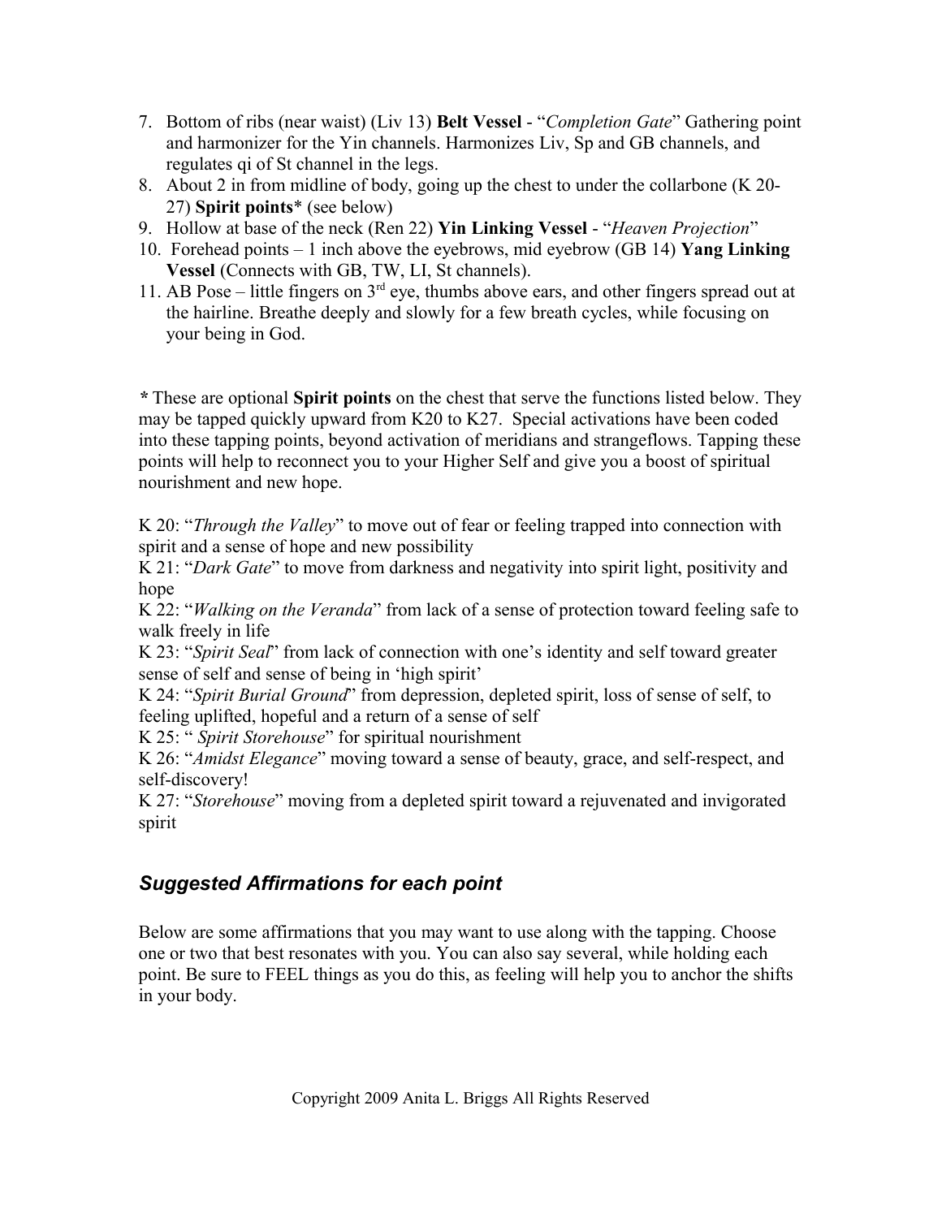7. Bottom of ribs (near waist) (Liv 13) **Belt Vessel** - "*Completion Gate*" Gathering point and harmonizer for the Yin channels. Harmonizes Liv, Sp and GB channels, and regulates qi of St channel in the legs.
8. About 2 in from midline of body, going up the chest to under the collarbone (K 20-27) **Spirit points*** (see below)
9. Hollow at base of the neck (Ren 22) **Yin Linking Vessel** - "*Heaven Projection*"
10. Forehead points – 1 inch above the eyebrows, mid eyebrow (GB 14) **Yang Linking Vessel** (Connects with GB, TW, LI, St channels).
11. AB Pose – little fingers on 3rd eye, thumbs above ears, and other fingers spread out at the hairline. Breathe deeply and slowly for a few breath cycles, while focusing on your being in God.

***** These are optional **Spirit points** on the chest that serve the functions listed below. They may be tapped quickly upward from K20 to K27. Special activations have been coded into these tapping points, beyond activation of meridians and strangeflows. Tapping these points will help to reconnect you to your Higher Self and give you a boost of spiritual nourishment and new hope.

K 20: "*Through the Valley*" to move out of fear or feeling trapped into connection with spirit and a sense of hope and new possibility
K 21: "*Dark Gate*" to move from darkness and negativity into spirit light, positivity and hope
K 22: "*Walking on the Veranda*" from lack of a sense of protection toward feeling safe to walk freely in life
K 23: "*Spirit Seal*" from lack of connection with one's identity and self toward greater sense of self and sense of being in 'high spirit'
K 24: "*Spirit Burial Ground*" from depression, depleted spirit, loss of sense of self, to feeling uplifted, hopeful and a return of a sense of self
K 25: " *Spirit Storehouse*" for spiritual nourishment
K 26: "*Amidst Elegance*" moving toward a sense of beauty, grace, and self-respect, and self-discovery!
K 27: "*Storehouse*" moving from a depleted spirit toward a rejuvenated and invigorated spirit

## *Suggested Affirmations for each point*

Below are some affirmations that you may want to use along with the tapping. Choose one or two that best resonates with you. You can also say several, while holding each point. Be sure to FEEL things as you do this, as feeling will help you to anchor the shifts in your body.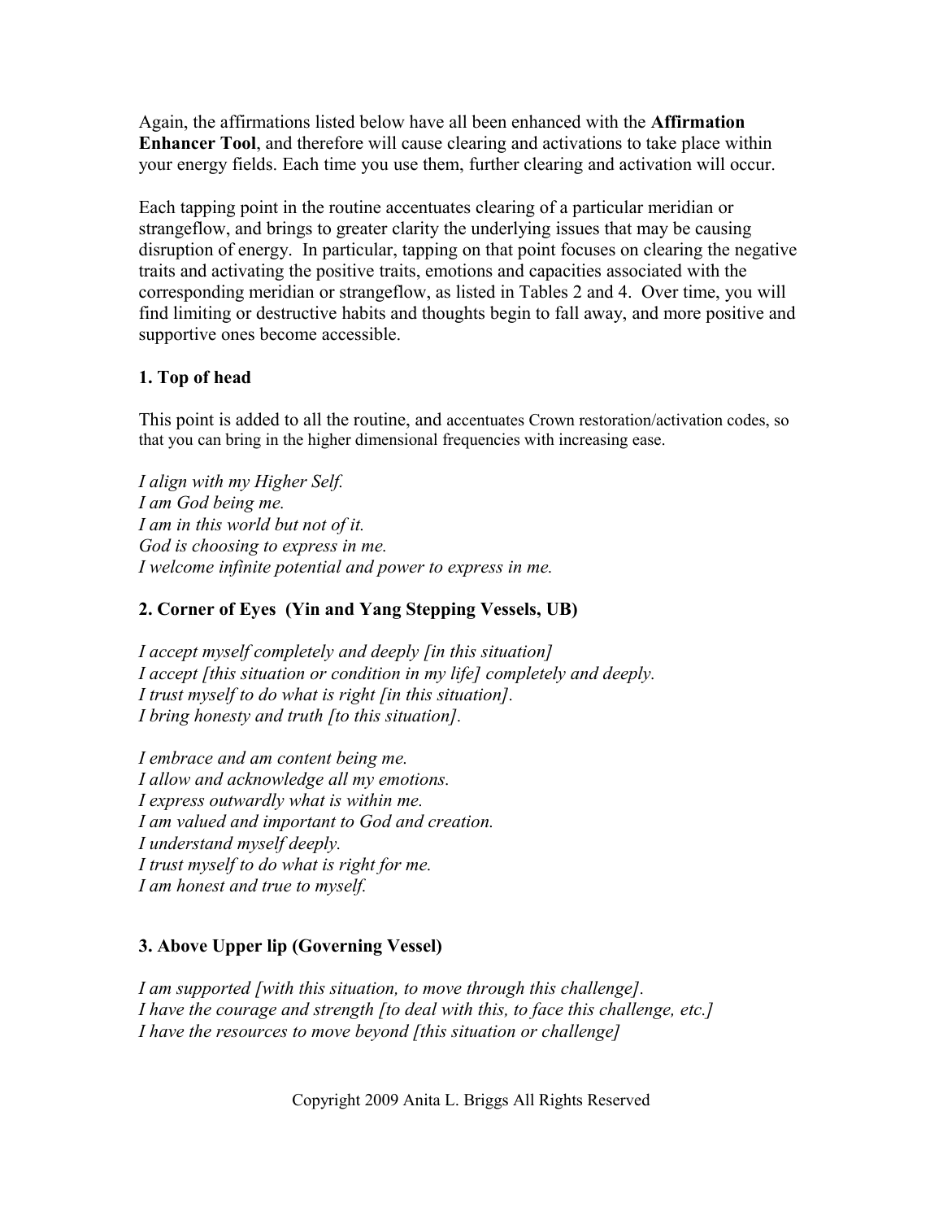Again, the affirmations listed below have all been enhanced with the **Affirmation Enhancer Tool**, and therefore will cause clearing and activations to take place within your energy fields. Each time you use them, further clearing and activation will occur.

Each tapping point in the routine accentuates clearing of a particular meridian or strangeflow, and brings to greater clarity the underlying issues that may be causing disruption of energy. In particular, tapping on that point focuses on clearing the negative traits and activating the positive traits, emotions and capacities associated with the corresponding meridian or strangeflow, as listed in Tables 2 and 4. Over time, you will find limiting or destructive habits and thoughts begin to fall away, and more positive and supportive ones become accessible.

### 1. Top of head

This point is added to all the routine, and accentuates Crown restoration/activation codes, so that you can bring in the higher dimensional frequencies with increasing ease.

*I align with my Higher Self.*
*I am God being me.*
*I am in this world but not of it.*
*God is choosing to express in me.*
*I welcome infinite potential and power to express in me.*

### 2. Corner of Eyes (Yin and Yang Stepping Vessels, UB)

*I accept myself completely and deeply [in this situation]*
*I accept [this situation or condition in my life] completely and deeply.*
*I trust myself to do what is right [in this situation].*
*I bring honesty and truth [to this situation].*

*I embrace and am content being me.*
*I allow and acknowledge all my emotions.*
*I express outwardly what is within me.*
*I am valued and important to God and creation.*
*I understand myself deeply.*
*I trust myself to do what is right for me.*
*I am honest and true to myself.*

### 3. Above Upper lip (Governing Vessel)

*I am supported [with this situation, to move through this challenge].*
*I have the courage and strength [to deal with this, to face this challenge, etc.]*
*I have the resources to move beyond [this situation or challenge]*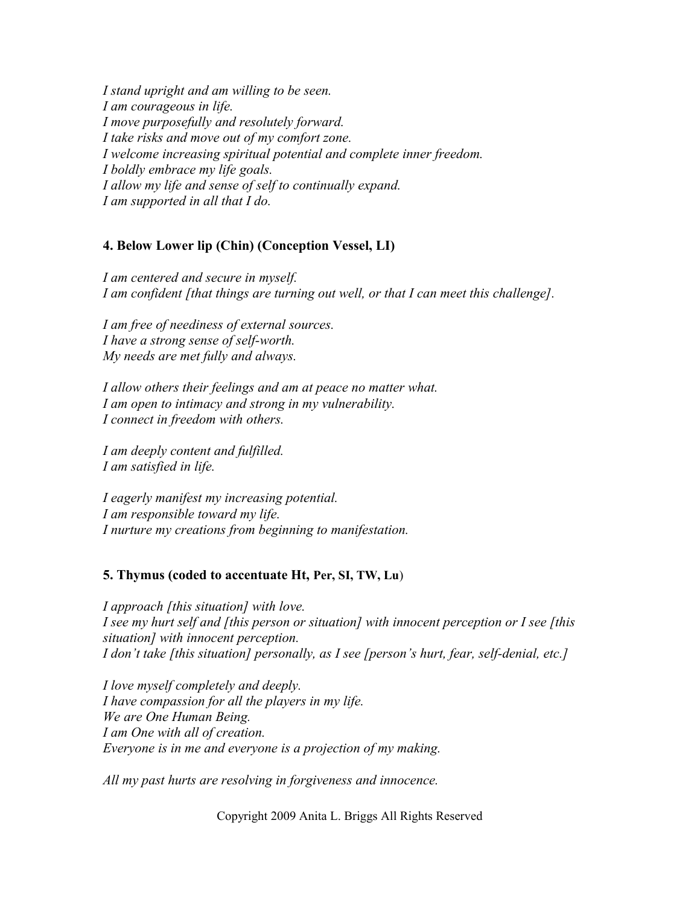*I stand upright and am willing to be seen.*
*I am courageous in life.*
*I move purposefully and resolutely forward.*
*I take risks and move out of my comfort zone.*
*I welcome increasing spiritual potential and complete inner freedom.*
*I boldly embrace my life goals.*
*I allow my life and sense of self to continually expand.*
*I am supported in all that I do.*

**4. Below Lower lip (Chin) (Conception Vessel, LI)**

*I am centered and secure in myself.*
*I am confident [that things are turning out well, or that I can meet this challenge].*

*I am free of neediness of external sources.*
*I have a strong sense of self-worth.*
*My needs are met fully and always.*

*I allow others their feelings and am at peace no matter what.*
*I am open to intimacy and strong in my vulnerability.*
*I connect in freedom with others.*

*I am deeply content and fulfilled.*
*I am satisfied in life.*

*I eagerly manifest my increasing potential.*
*I am responsible toward my life.*
*I nurture my creations from beginning to manifestation.*

**5. Thymus (coded to accentuate Ht, Per, SI, TW, Lu)**

*I approach [this situation] with love.*
*I see my hurt self and [this person or situation] with innocent perception or I see [this situation] with innocent perception.*
*I don't take [this situation] personally, as I see [person's hurt, fear, self-denial, etc.]*

*I love myself completely and deeply.*
*I have compassion for all the players in my life.*
*We are One Human Being.*
*I am One with all of creation.*
*Everyone is in me and everyone is a projection of my making.*

*All my past hurts are resolving in forgiveness and innocence.*

Copyright 2009 Anita L. Briggs All Rights Reserved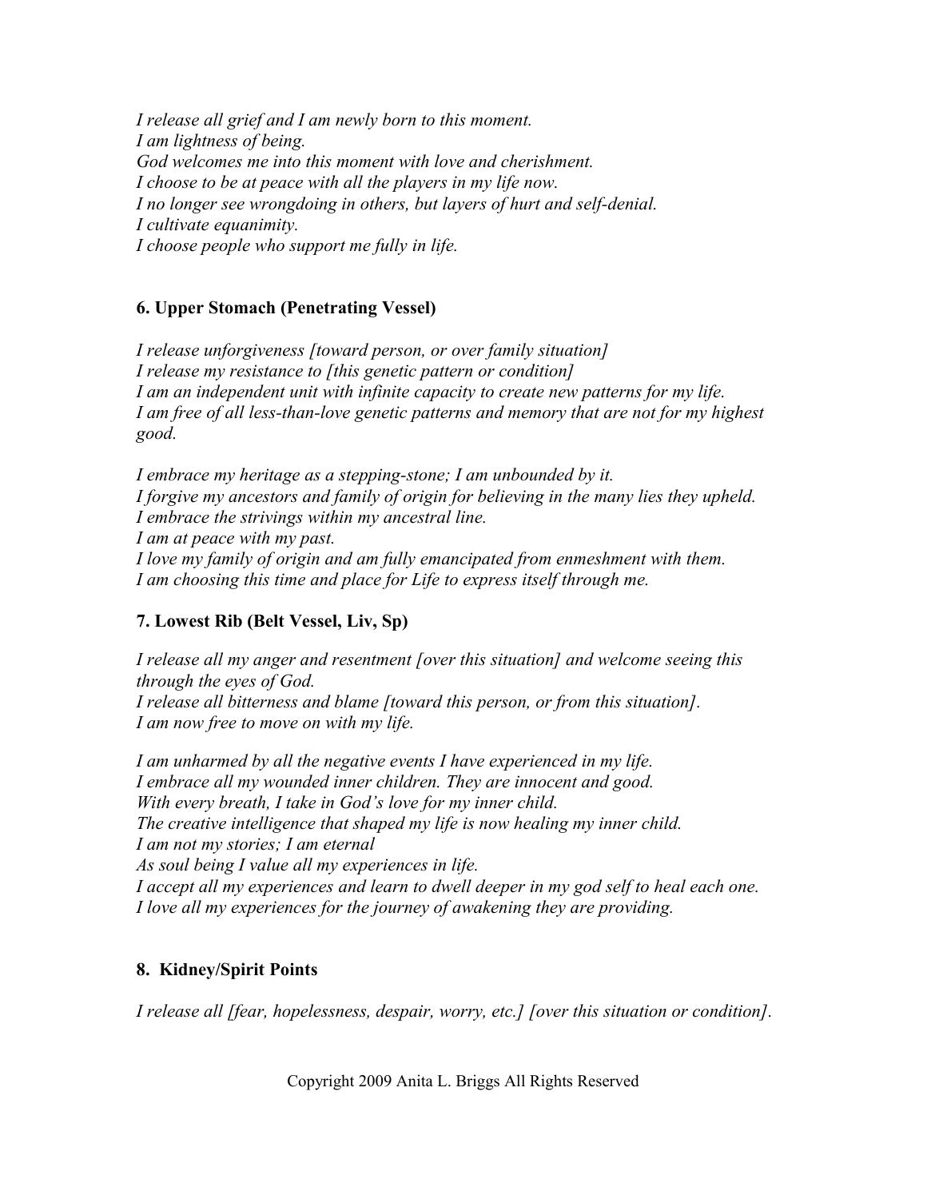*I release all grief and I am newly born to this moment.*
*I am lightness of being.*
*God welcomes me into this moment with love and cherishment.*
*I choose to be at peace with all the players in my life now.*
*I no longer see wrongdoing in others, but layers of hurt and self-denial.*
*I cultivate equanimity.*
*I choose people who support me fully in life.*

### 6. Upper Stomach (Penetrating Vessel)

*I release unforgiveness [toward person, or over family situation]*
*I release my resistance to [this genetic pattern or condition]*
*I am an independent unit with infinite capacity to create new patterns for my life.*
*I am free of all less-than-love genetic patterns and memory that are not for my highest good.*

*I embrace my heritage as a stepping-stone; I am unbounded by it.*
*I forgive my ancestors and family of origin for believing in the many lies they upheld.*
*I embrace the strivings within my ancestral line.*
*I am at peace with my past.*
*I love my family of origin and am fully emancipated from enmeshment with them.*
*I am choosing this time and place for Life to express itself through me.*

### 7. Lowest Rib (Belt Vessel, Liv, Sp)

*I release all my anger and resentment [over this situation] and welcome seeing this through the eyes of God.*
*I release all bitterness and blame [toward this person, or from this situation].*
*I am now free to move on with my life.*

*I am unharmed by all the negative events I have experienced in my life.*
*I embrace all my wounded inner children. They are innocent and good.*
*With every breath, I take in God's love for my inner child.*
*The creative intelligence that shaped my life is now healing my inner child.*
*I am not my stories; I am eternal*
*As soul being I value all my experiences in life.*
*I accept all my experiences and learn to dwell deeper in my god self to heal each one.*
*I love all my experiences for the journey of awakening they are providing.*

### 8. Kidney/Spirit Points

*I release all [fear, hopelessness, despair, worry, etc.] [over this situation or condition].*

Copyright 2009 Anita L. Briggs All Rights Reserved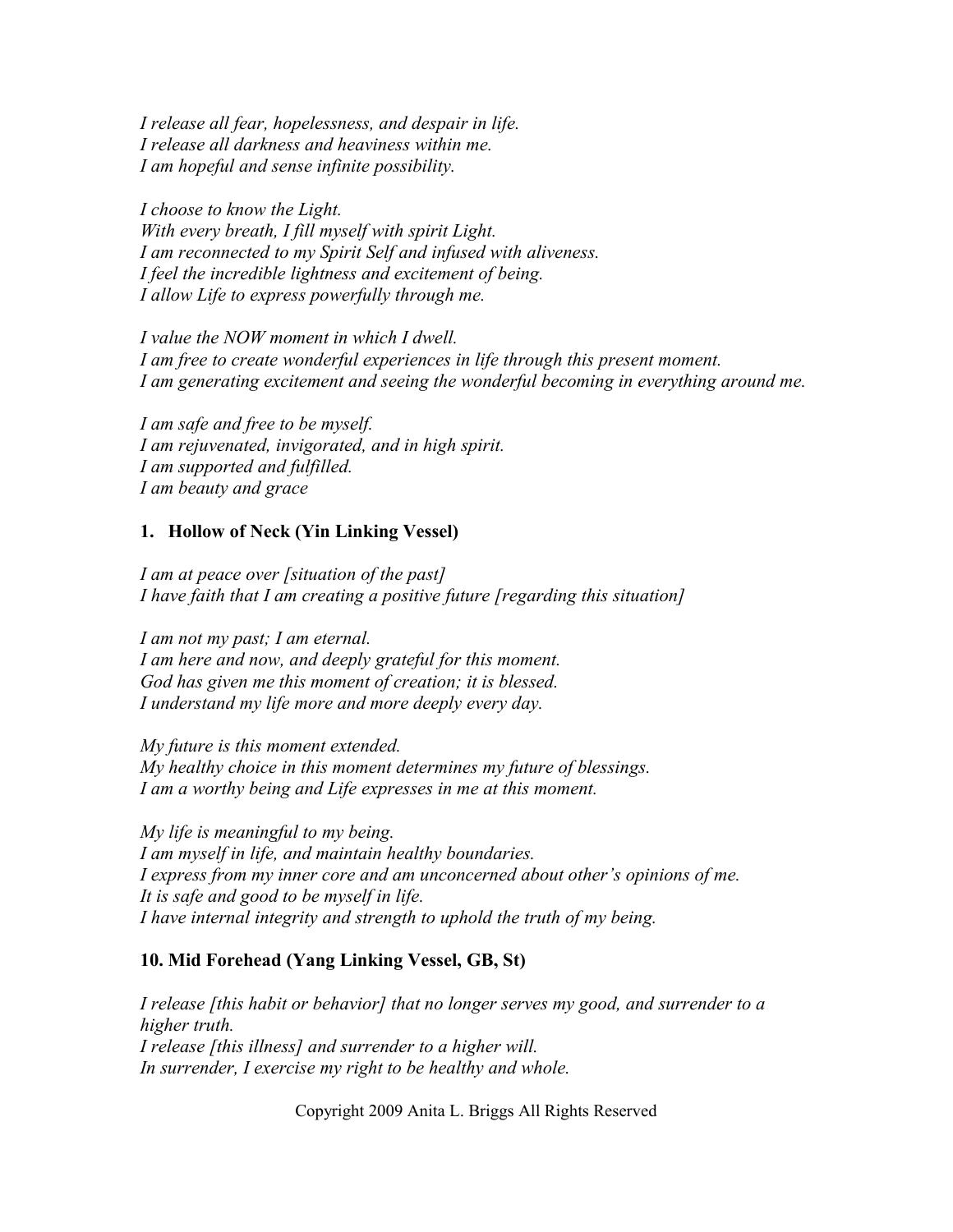*I release all fear, hopelessness, and despair in life.*
*I release all darkness and heaviness within me.*
*I am hopeful and sense infinite possibility.*

*I choose to know the Light.*
*With every breath, I fill myself with spirit Light.*
*I am reconnected to my Spirit Self and infused with aliveness.*
*I feel the incredible lightness and excitement of being.*
*I allow Life to express powerfully through me.*

*I value the NOW moment in which I dwell.*
*I am free to create wonderful experiences in life through this present moment.*
*I am generating excitement and seeing the wonderful becoming in everything around me.*

*I am safe and free to be myself.*
*I am rejuvenated, invigorated, and in high spirit.*
*I am supported and fulfilled.*
*I am beauty and grace*

### 1. Hollow of Neck (Yin Linking Vessel)

*I am at peace over [situation of the past]*
*I have faith that I am creating a positive future [regarding this situation]*

*I am not my past; I am eternal.*
*I am here and now, and deeply grateful for this moment.*
*God has given me this moment of creation; it is blessed.*
*I understand my life more and more deeply every day.*

*My future is this moment extended.*
*My healthy choice in this moment determines my future of blessings.*
*I am a worthy being and Life expresses in me at this moment.*

*My life is meaningful to my being.*
*I am myself in life, and maintain healthy boundaries.*
*I express from my inner core and am unconcerned about other's opinions of me.*
*It is safe and good to be myself in life.*
*I have internal integrity and strength to uphold the truth of my being.*

### 10. Mid Forehead (Yang Linking Vessel, GB, St)

*I release [this habit or behavior] that no longer serves my good, and surrender to a higher truth.*
*I release [this illness] and surrender to a higher will.*
*In surrender, I exercise my right to be healthy and whole.*

Copyright 2009 Anita L. Briggs All Rights Reserved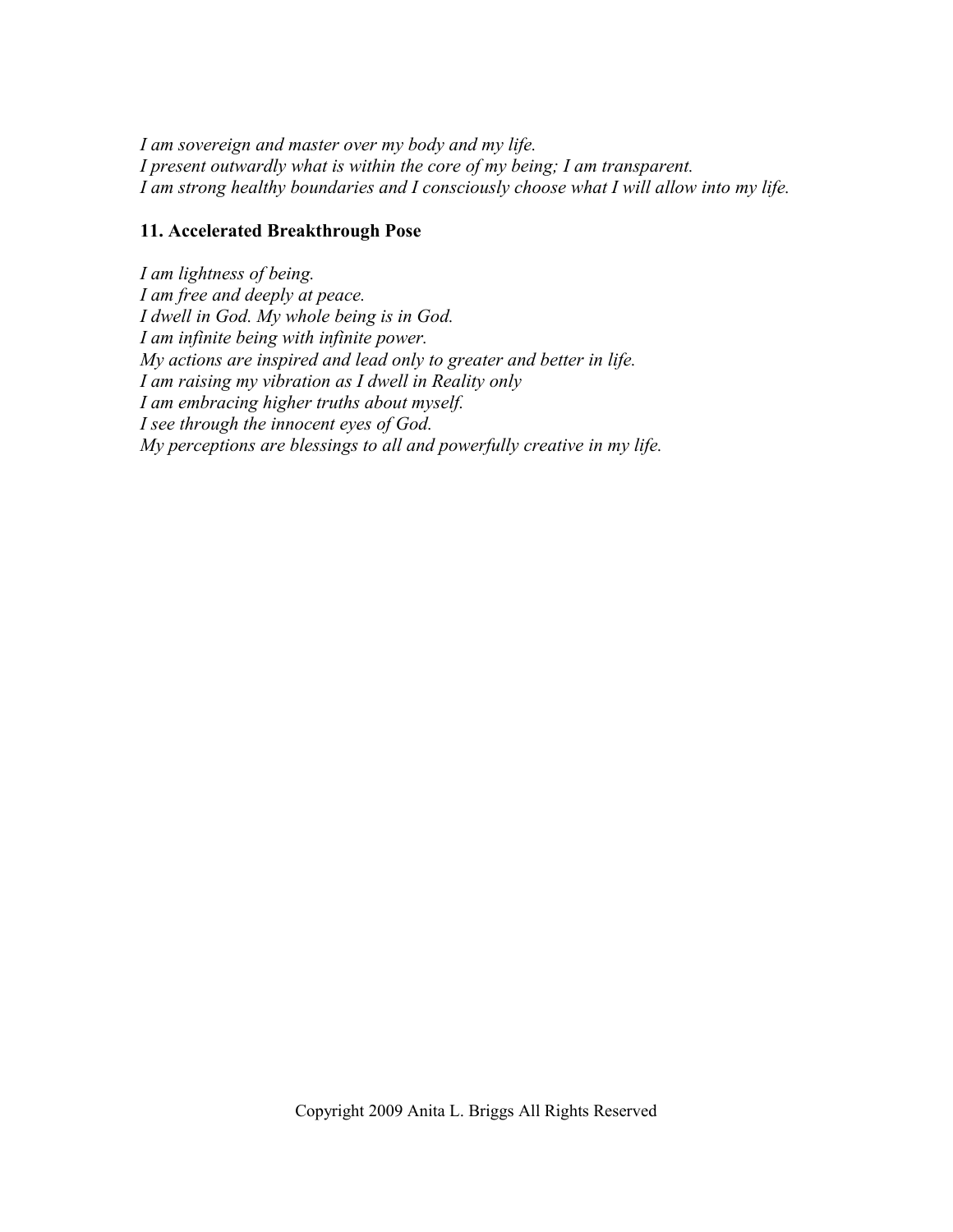*I am sovereign and master over my body and my life.*
*I present outwardly what is within the core of my being; I am transparent.*
*I am strong healthy boundaries and I consciously choose what I will allow into my life.*

**11. Accelerated Breakthrough Pose**

*I am lightness of being.*
*I am free and deeply at peace.*
*I dwell in God. My whole being is in God.*
*I am infinite being with infinite power.*
*My actions are inspired and lead only to greater and better in life.*
*I am raising my vibration as I dwell in Reality only*
*I am embracing higher truths about myself.*
*I see through the innocent eyes of God.*
*My perceptions are blessings to all and powerfully creative in my life.*

Copyright 2009 Anita L. Briggs All Rights Reserved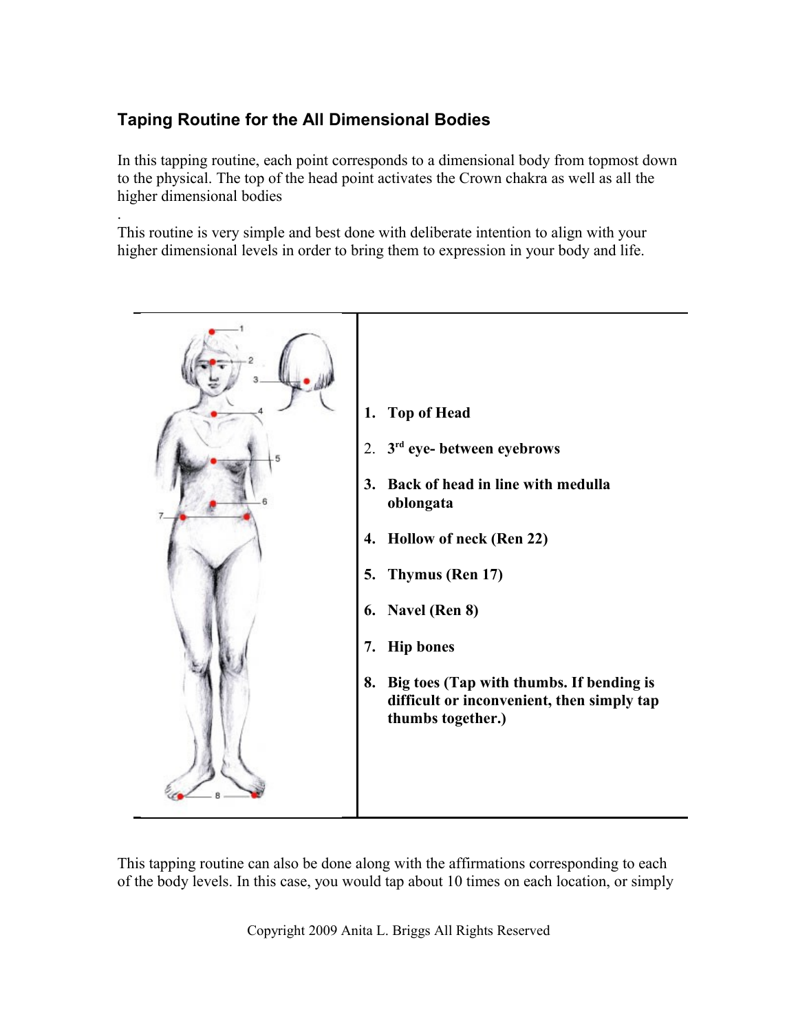## Taping Routine for the All Dimensional Bodies

In this tapping routine, each point corresponds to a dimensional body from topmost down to the physical. The top of the head point activates the Crown chakra as well as all the higher dimensional bodies

.
This routine is very simple and best done with deliberate intention to align with your higher dimensional levels in order to bring them to expression in your body and life.

1. **Top of Head**
2. **3rd eye- between eyebrows**
3. **Back of head in line with medulla oblongata**
4. **Hollow of neck (Ren 22)**
5. **Thymus (Ren 17)**
6. **Navel (Ren 8)**
7. **Hip bones**
8. **Big toes (Tap with thumbs. If bending is difficult or inconvenient, then simply tap thumbs together.)**

This tapping routine can also be done along with the affirmations corresponding to each of the body levels. In this case, you would tap about 10 times on each location, or simply

Copyright 2009 Anita L. Briggs All Rights Reserved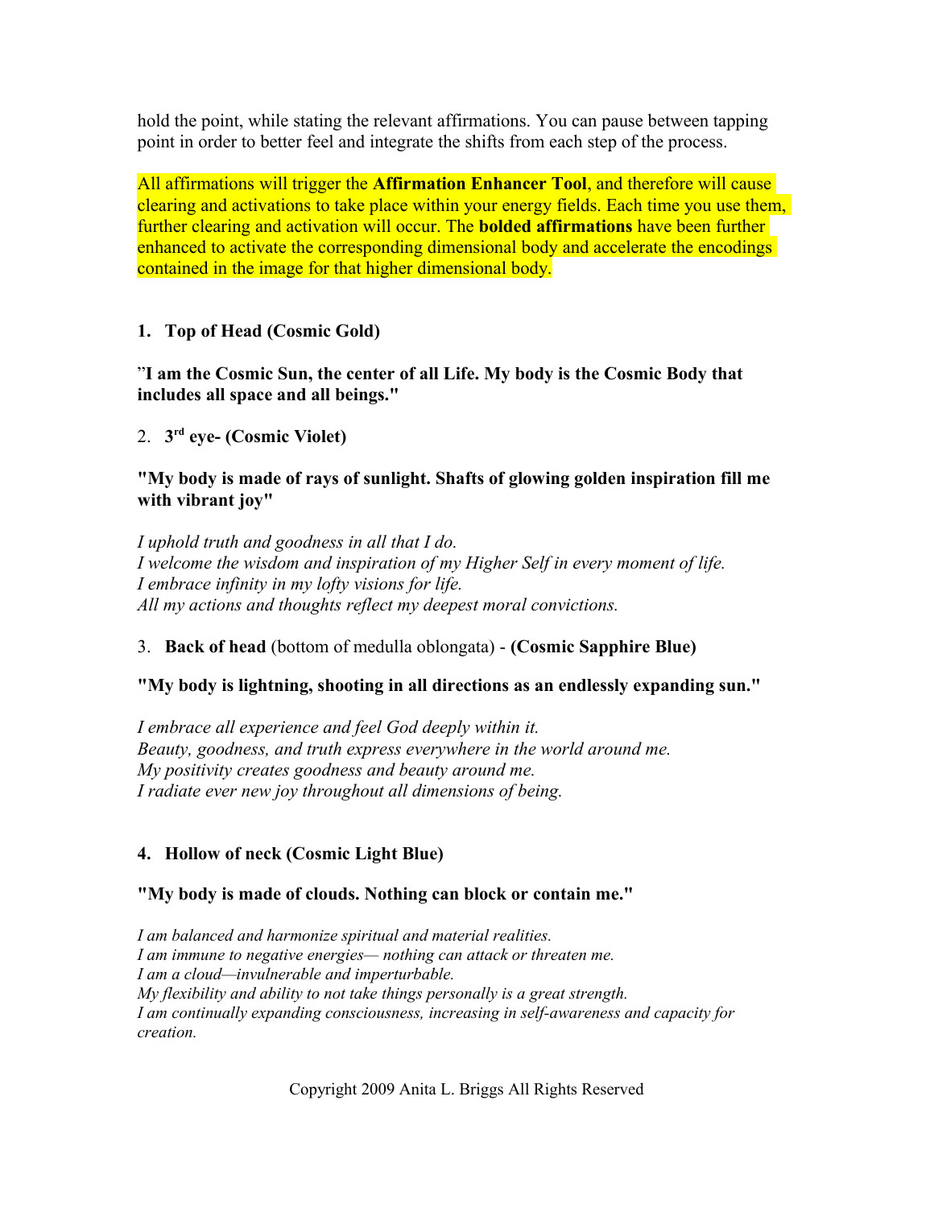hold the point, while stating the relevant affirmations. You can pause between tapping point in order to better feel and integrate the shifts from each step of the process.

All affirmations will trigger the **Affirmation Enhancer Tool**, and therefore will cause clearing and activations to take place within your energy fields. Each time you use them, further clearing and activation will occur. The **bolded affirmations** have been further enhanced to activate the corresponding dimensional body and accelerate the encodings contained in the image for that higher dimensional body.

1. **Top of Head (Cosmic Gold)**

**"I am the Cosmic Sun, the center of all Life. My body is the Cosmic Body that includes all space and all beings."**

2. **3rd eye- (Cosmic Violet)**

**"My body is made of rays of sunlight. Shafts of glowing golden inspiration fill me with vibrant joy"**

*I uphold truth and goodness in all that I do.*
*I welcome the wisdom and inspiration of my Higher Self in every moment of life.*
*I embrace infinity in my lofty visions for life.*
*All my actions and thoughts reflect my deepest moral convictions.*

3. **Back of head** (bottom of medulla oblongata) - **(Cosmic Sapphire Blue)**

**"My body is lightning, shooting in all directions as an endlessly expanding sun."**

*I embrace all experience and feel God deeply within it.*
*Beauty, goodness, and truth express everywhere in the world around me.*
*My positivity creates goodness and beauty around me.*
*I radiate ever new joy throughout all dimensions of being.*

4. **Hollow of neck (Cosmic Light Blue)**

**"My body is made of clouds. Nothing can block or contain me."**

*I am balanced and harmonize spiritual and material realities.*
*I am immune to negative energies— nothing can attack or threaten me.*
*I am a cloud—invulnerable and imperturbable.*
*My flexibility and ability to not take things personally is a great strength.*
*I am continually expanding consciousness, increasing in self-awareness and capacity for creation.*

Copyright 2009 Anita L. Briggs All Rights Reserved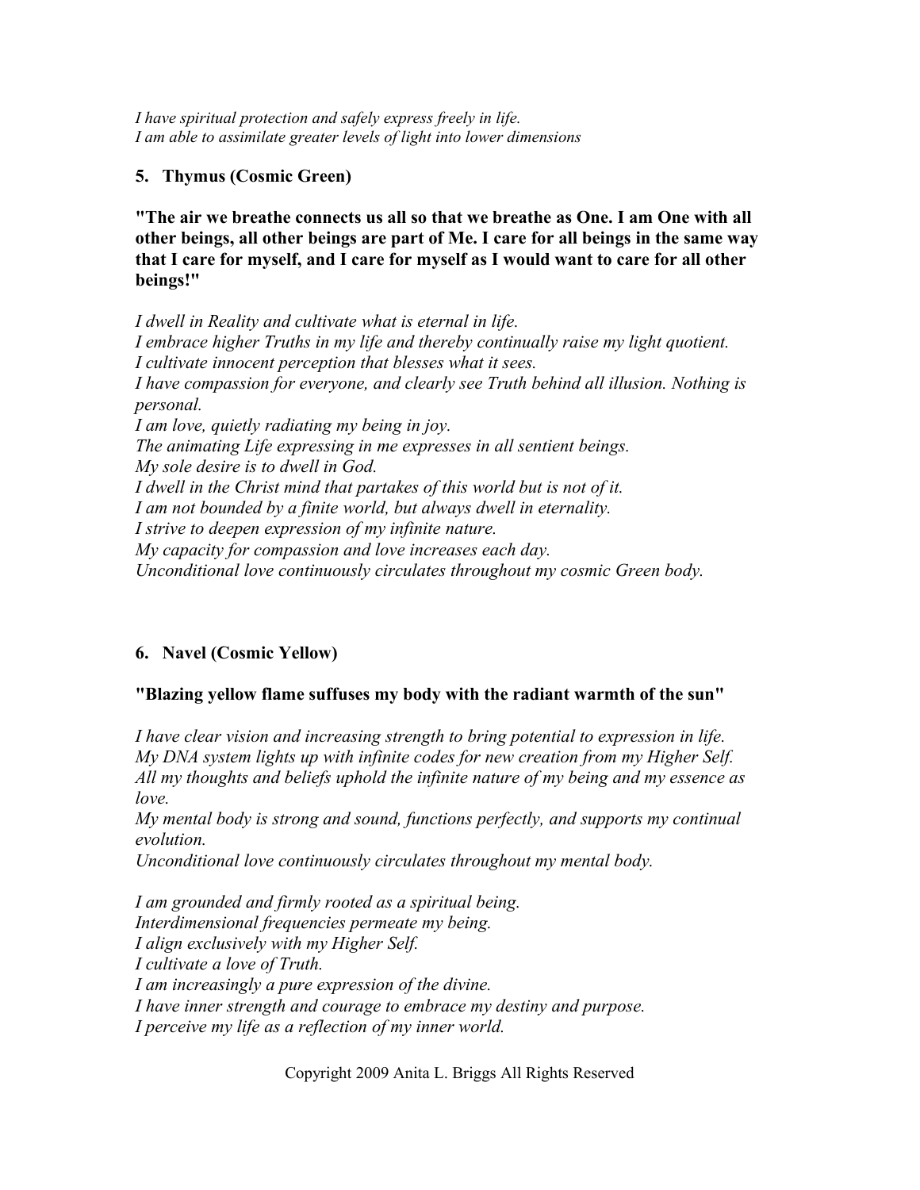*I have spiritual protection and safely express freely in life.*
*I am able to assimilate greater levels of light into lower dimensions*

### 5. Thymus (Cosmic Green)

**"The air we breathe connects us all so that we breathe as One. I am One with all other beings, all other beings are part of Me. I care for all beings in the same way that I care for myself, and I care for myself as I would want to care for all other beings!"**

*I dwell in Reality and cultivate what is eternal in life.*
*I embrace higher Truths in my life and thereby continually raise my light quotient.*
*I cultivate innocent perception that blesses what it sees.*
*I have compassion for everyone, and clearly see Truth behind all illusion. Nothing is personal.*
*I am love, quietly radiating my being in joy.*
*The animating Life expressing in me expresses in all sentient beings.*
*My sole desire is to dwell in God.*
*I dwell in the Christ mind that partakes of this world but is not of it.*
*I am not bounded by a finite world, but always dwell in eternality.*
*I strive to deepen expression of my infinite nature.*
*My capacity for compassion and love increases each day.*
*Unconditional love continuously circulates throughout my cosmic Green body.*

### 6. Navel (Cosmic Yellow)

**"Blazing yellow flame suffuses my body with the radiant warmth of the sun"**

*I have clear vision and increasing strength to bring potential to expression in life.*
*My DNA system lights up with infinite codes for new creation from my Higher Self.*
*All my thoughts and beliefs uphold the infinite nature of my being and my essence as love.*
*My mental body is strong and sound, functions perfectly, and supports my continual evolution.*
*Unconditional love continuously circulates throughout my mental body.*

*I am grounded and firmly rooted as a spiritual being.*
*Interdimensional frequencies permeate my being.*
*I align exclusively with my Higher Self.*
*I cultivate a love of Truth.*
*I am increasingly a pure expression of the divine.*
*I have inner strength and courage to embrace my destiny and purpose.*
*I perceive my life as a reflection of my inner world.*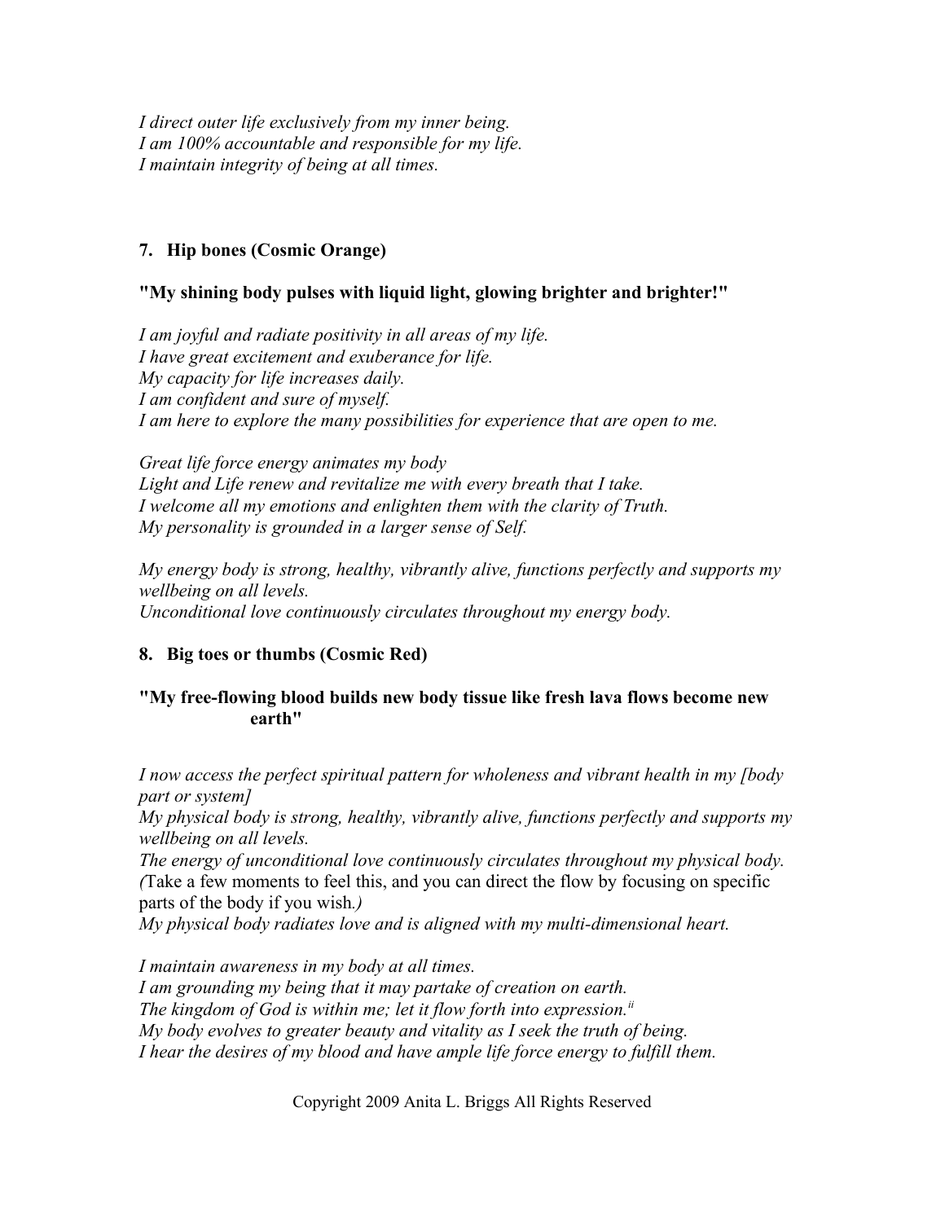*I direct outer life exclusively from my inner being.*
*I am 100% accountable and responsible for my life.*
*I maintain integrity of being at all times.*

### 7. Hip bones (Cosmic Orange)

**"My shining body pulses with liquid light, glowing brighter and brighter!"**

*I am joyful and radiate positivity in all areas of my life.*
*I have great excitement and exuberance for life.*
*My capacity for life increases daily.*
*I am confident and sure of myself.*
*I am here to explore the many possibilities for experience that are open to me.*

*Great life force energy animates my body*
*Light and Life renew and revitalize me with every breath that I take.*
*I welcome all my emotions and enlighten them with the clarity of Truth.*
*My personality is grounded in a larger sense of Self.*

*My energy body is strong, healthy, vibrantly alive, functions perfectly and supports my wellbeing on all levels.*
*Unconditional love continuously circulates throughout my energy body.*

### 8. Big toes or thumbs (Cosmic Red)

**"My free-flowing blood builds new body tissue like fresh lava flows become new earth"**

*I now access the perfect spiritual pattern for wholeness and vibrant health in my [body part or system]*
*My physical body is strong, healthy, vibrantly alive, functions perfectly and supports my wellbeing on all levels.*
*The energy of unconditional love continuously circulates throughout my physical body.*
*(*Take a few moments to feel this, and you can direct the flow by focusing on specific parts of the body if you wish.*)*
*My physical body radiates love and is aligned with my multi-dimensional heart.*

*I maintain awareness in my body at all times.*
*I am grounding my being that it may partake of creation on earth.*
*The kingdom of God is within me; let it flow forth into expression.*[ii]
*My body evolves to greater beauty and vitality as I seek the truth of being.*
*I hear the desires of my blood and have ample life force energy to fulfill them.*

Copyright 2009 Anita L. Briggs All Rights Reserved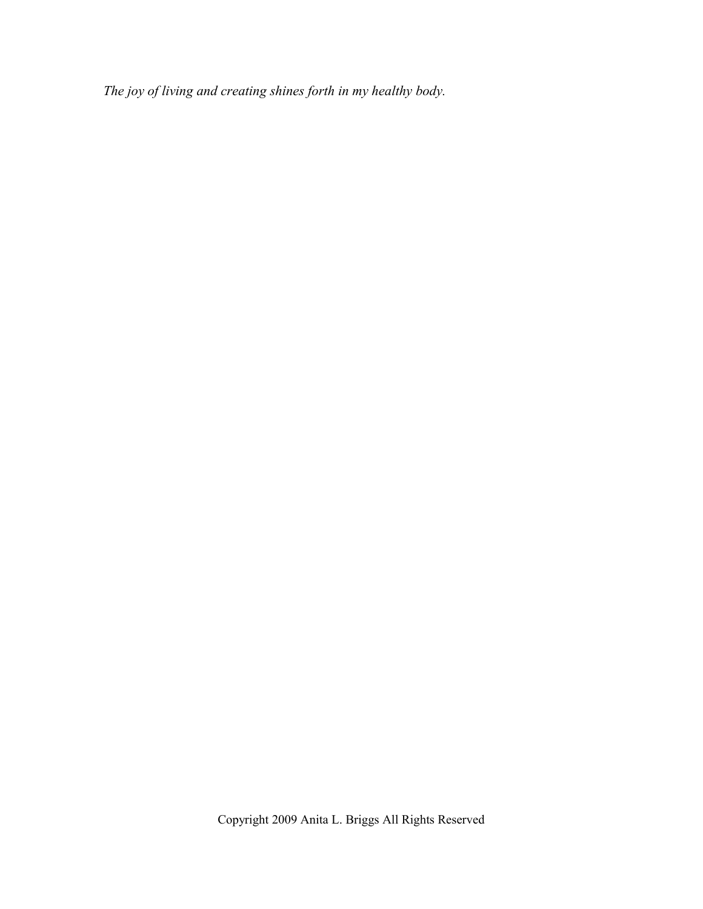*The joy of living and creating shines forth in my healthy body.*

Copyright 2009 Anita L. Briggs All Rights Reserved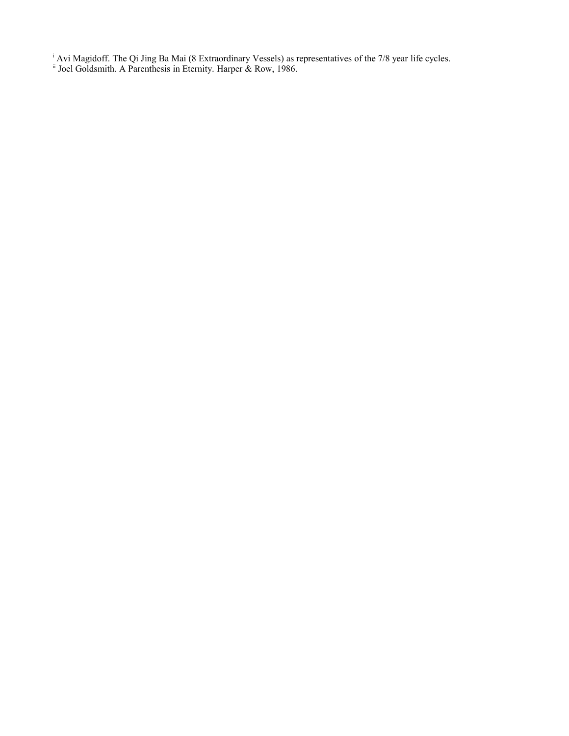[i] Avi Magidoff. The Qi Jing Ba Mai (8 Extraordinary Vessels) as representatives of the 7/8 year life cycles.

[ii] Joel Goldsmith. A Parenthesis in Eternity. Harper & Row, 1986.